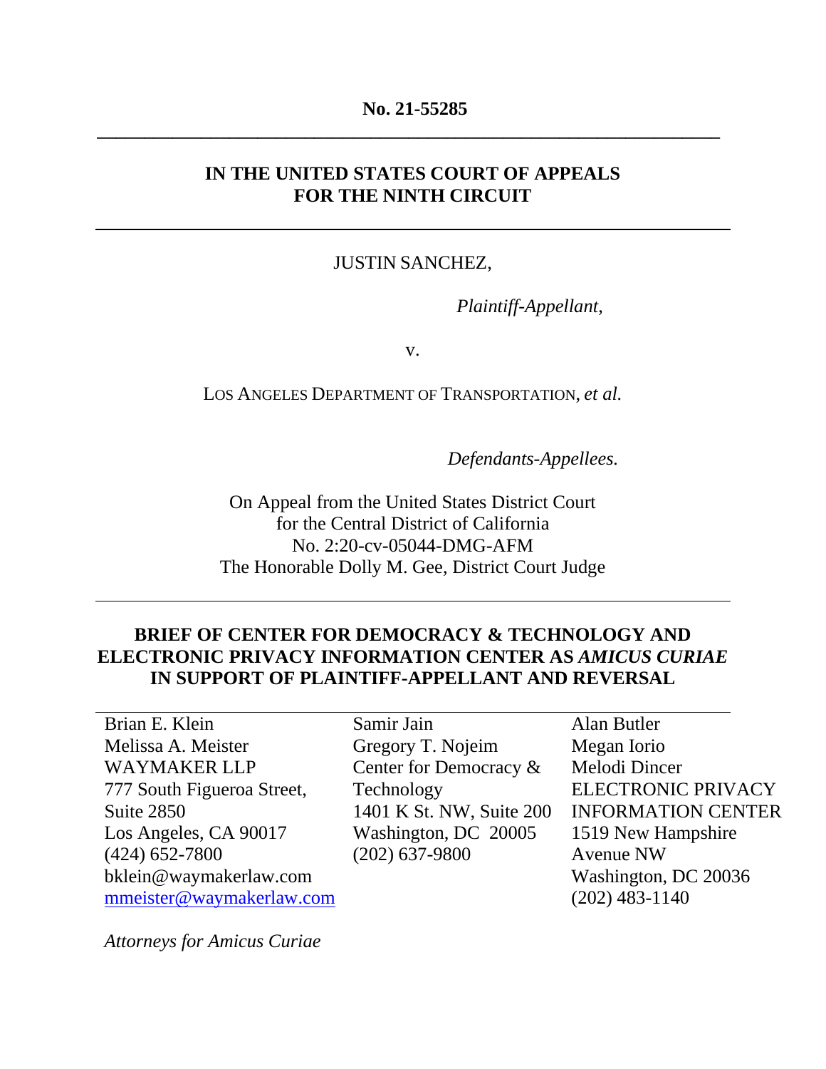**No. 21-55285**

---

**IN THE UNITED STATES COURT OF APPEALS**
**FOR THE NINTH CIRCUIT**

---

JUSTIN SANCHEZ,

*Plaintiff-Appellant*,

v.

LOS ANGELES DEPARTMENT OF TRANSPORTATION, *et al.*

*Defendants-Appellees.*

On Appeal from the United States District Court
for the Central District of California
No. 2:20-cv-05044-DMG-AFM
The Honorable Dolly M. Gee, District Court Judge

---

**BRIEF OF CENTER FOR DEMOCRACY & TECHNOLOGY AND ELECTRONIC PRIVACY INFORMATION CENTER AS *AMICUS CURIAE* IN SUPPORT OF PLAINTIFF-APPELLANT AND REVERSAL**

---

Brian E. Klein
Melissa A. Meister
WAYMAKER LLP
777 South Figueroa Street, Suite 2850
Los Angeles, CA 90017
(424) 652-7800
bklein@waymakerlaw.com
mmeister@waymakerlaw.com

Samir Jain
Gregory T. Nojeim
Center for Democracy & Technology
1401 K St. NW, Suite 200
Washington, DC 20005
(202) 637-9800

Alan Butler
Megan Iorio
Melodi Dincer
ELECTRONIC PRIVACY INFORMATION CENTER
1519 New Hampshire Avenue NW
Washington, DC 20036
(202) 483-1140

*Attorneys for Amicus Curiae*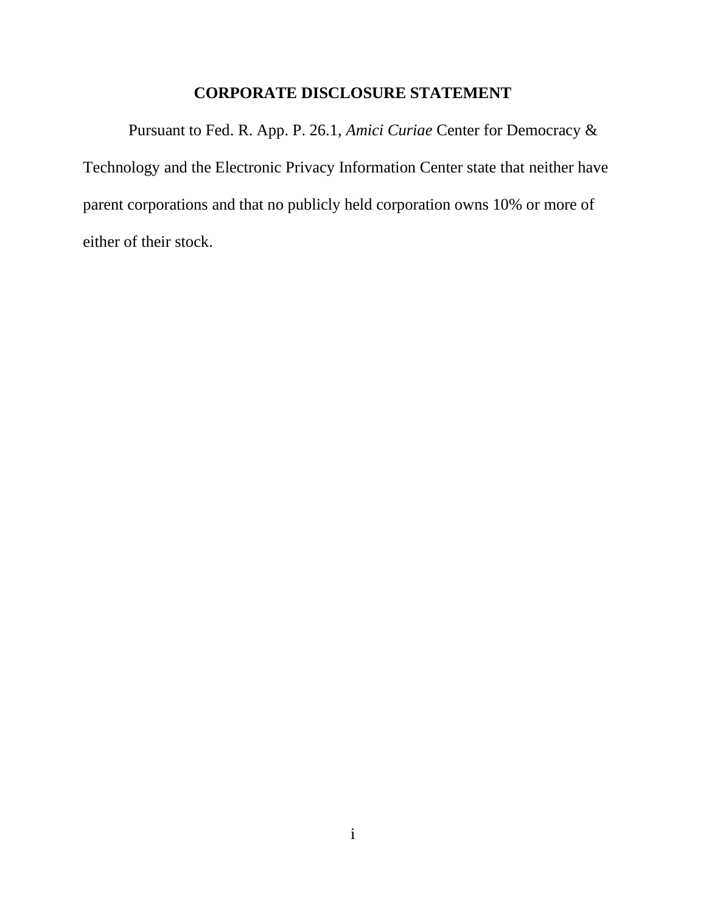## CORPORATE DISCLOSURE STATEMENT

Pursuant to Fed. R. App. P. 26.1, *Amici Curiae* Center for Democracy & Technology and the Electronic Privacy Information Center state that neither have parent corporations and that no publicly held corporation owns 10% or more of either of their stock.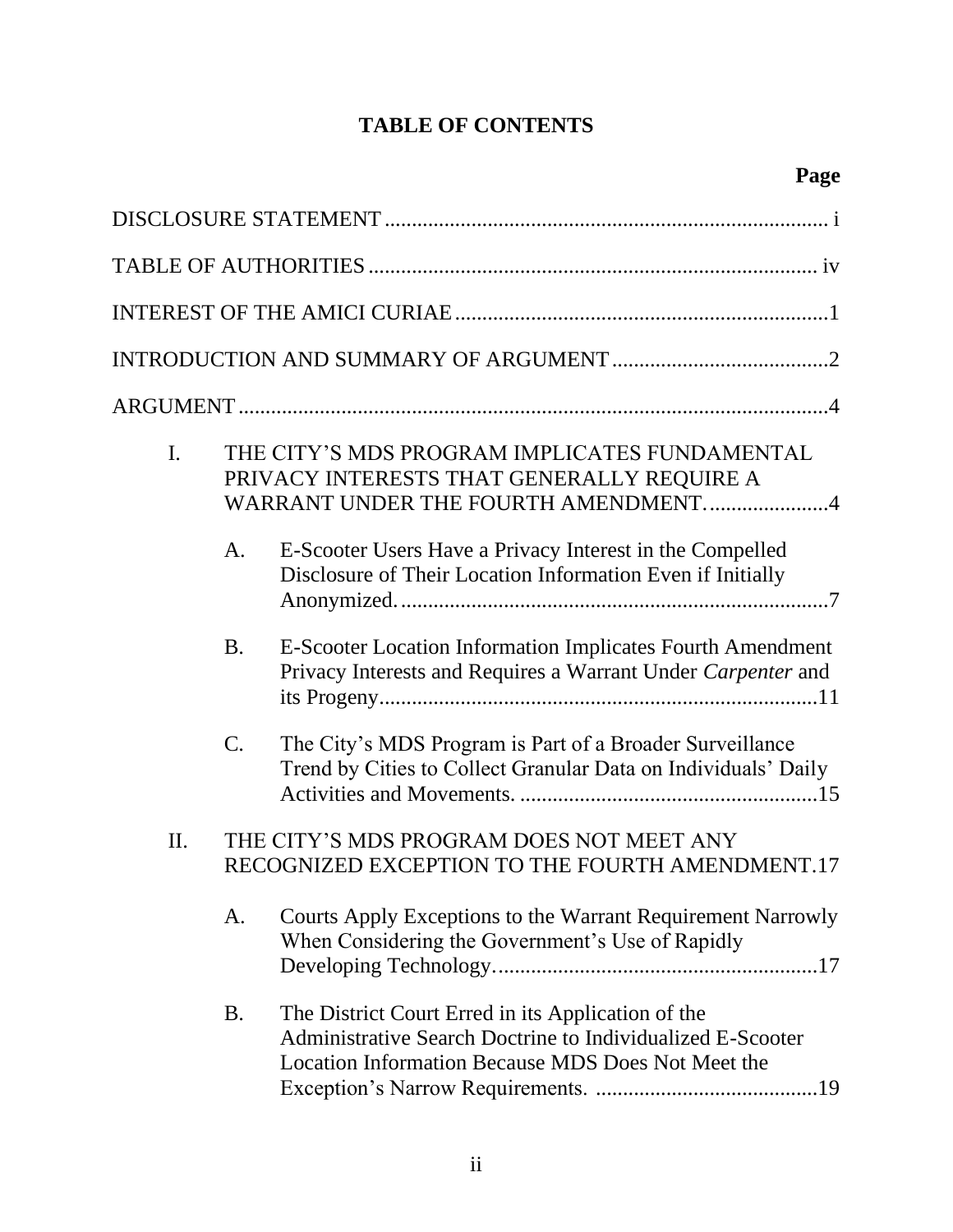# TABLE OF CONTENTS

| | Page |
|---|---|
| DISCLOSURE STATEMENT | i |
| TABLE OF AUTHORITIES | iv |
| INTEREST OF THE AMICI CURIAE | 1 |
| INTRODUCTION AND SUMMARY OF ARGUMENT | 2 |
| ARGUMENT | 4 |
| I. THE CITY'S MDS PROGRAM IMPLICATES FUNDAMENTAL PRIVACY INTERESTS THAT GENERALLY REQUIRE A WARRANT UNDER THE FOURTH AMENDMENT. | 4 |
| A. E-Scooter Users Have a Privacy Interest in the Compelled Disclosure of Their Location Information Even if Initially Anonymized. | 7 |
| B. E-Scooter Location Information Implicates Fourth Amendment Privacy Interests and Requires a Warrant Under *Carpenter* and its Progeny | 11 |
| C. The City's MDS Program is Part of a Broader Surveillance Trend by Cities to Collect Granular Data on Individuals' Daily Activities and Movements. | 15 |
| II. THE CITY'S MDS PROGRAM DOES NOT MEET ANY RECOGNIZED EXCEPTION TO THE FOURTH AMENDMENT. | 17 |
| A. Courts Apply Exceptions to the Warrant Requirement Narrowly When Considering the Government's Use of Rapidly Developing Technology. | 17 |
| B. The District Court Erred in its Application of the Administrative Search Doctrine to Individualized E-Scooter Location Information Because MDS Does Not Meet the Exception's Narrow Requirements. | 19 |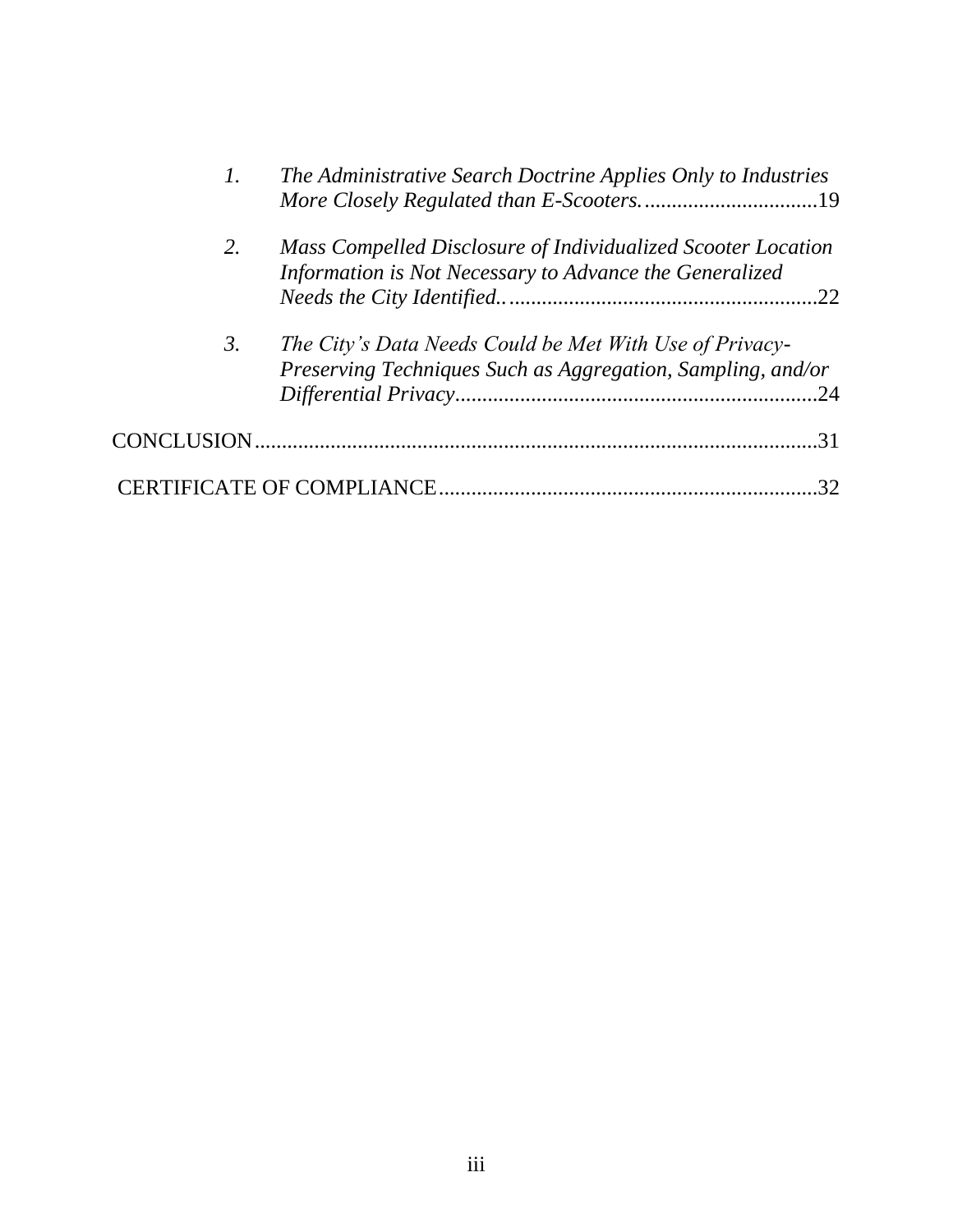1. *The Administrative Search Doctrine Applies Only to Industries More Closely Regulated than E-Scooters.* ................................19

2. *Mass Compelled Disclosure of Individualized Scooter Location Information is Not Necessary to Advance the Generalized Needs the City Identified.*.........................................................22

3. *The City's Data Needs Could be Met With Use of Privacy-Preserving Techniques Such as Aggregation, Sampling, and/or Differential Privacy*...................................................................24

CONCLUSION......................................................................................................31

CERTIFICATE OF COMPLIANCE.....................................................................32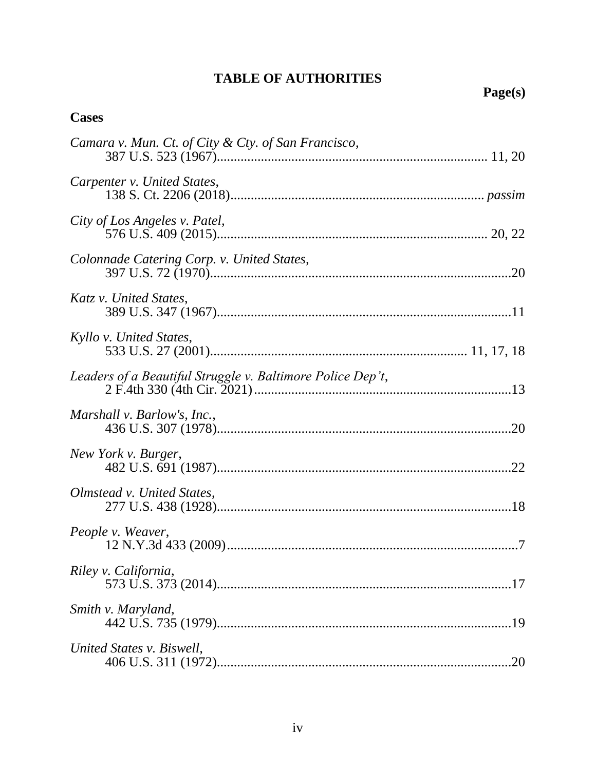# TABLE OF AUTHORITIES

**Page(s)**

## Cases

*Camara v. Mun. Ct. of City & Cty. of San Francisco*,
387 U.S. 523 (1967) ............................................................................. 11, 20

*Carpenter v. United States*,
138 S. Ct. 2206 (2018) ........................................................................ *passim*

*City of Los Angeles v. Patel*,
576 U.S. 409 (2015) ............................................................................. 20, 22

*Colonnade Catering Corp. v. United States*,
397 U.S. 72 (1970) .......................................................................................20

*Katz v. United States*,
389 U.S. 347 (1967) .....................................................................................11

*Kyllo v. United States*,
533 U.S. 27 (2001) ......................................................................... 11, 17, 18

*Leaders of a Beautiful Struggle v. Baltimore Police Dep't*,
2 F.4th 330 (4th Cir. 2021) ..........................................................................13

*Marshall v. Barlow's, Inc.*,
436 U.S. 307 (1978) .....................................................................................20

*New York v. Burger*,
482 U.S. 691 (1987) .....................................................................................22

*Olmstead v. United States*,
277 U.S. 438 (1928) .....................................................................................18

*People v. Weaver*,
12 N.Y.3d 433 (2009) ....................................................................................7

*Riley v. California*,
573 U.S. 373 (2014) .....................................................................................17

*Smith v. Maryland*,
442 U.S. 735 (1979) .....................................................................................19

*United States v. Biswell*,
406 U.S. 311 (1972) .....................................................................................20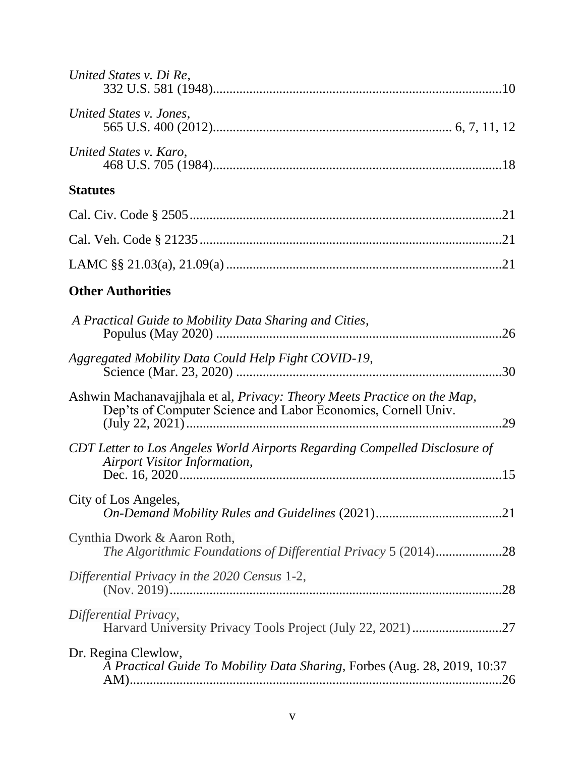*United States v. Di Re*,
332 U.S. 581 (1948)........................................................................................10

*United States v. Jones*,
565 U.S. 400 (2012)........................................................................ 6, 7, 11, 12

*United States v. Karo*,
468 U.S. 705 (1984)........................................................................................18

**Statutes**

Cal. Civ. Code § 2505..............................................................................................21

Cal. Veh. Code § 21235...........................................................................................21

LAMC §§ 21.03(a), 21.09(a)...................................................................................21

**Other Authorities**

*A Practical Guide to Mobility Data Sharing and Cities*,
Populus (May 2020).......................................................................................26

*Aggregated Mobility Data Could Help Fight COVID-19*,
Science (Mar. 23, 2020)..................................................................................30

Ashwin Machanavajjhala et al, *Privacy: Theory Meets Practice on the Map*,
Dep'ts of Computer Science and Labor Economics, Cornell Univ.
(July 22, 2021)................................................................................................29

*CDT Letter to Los Angeles World Airports Regarding Compelled Disclosure of Airport Visitor Information*,
Dec. 16, 2020..................................................................................................15

City of Los Angeles,
*On-Demand Mobility Rules and Guidelines* (2021)......................................21

Cynthia Dwork & Aaron Roth,
*The Algorithmic Foundations of Differential Privacy* 5 (2014)....................28

*Differential Privacy in the 2020 Census* 1-2,
(Nov. 2019).....................................................................................................28

*Differential Privacy*,
Harvard University Privacy Tools Project (July 22, 2021)...........................27

Dr. Regina Clewlow,
*A Practical Guide To Mobility Data Sharing*, Forbes (Aug. 28, 2019, 10:37 AM)..............................................................................................................26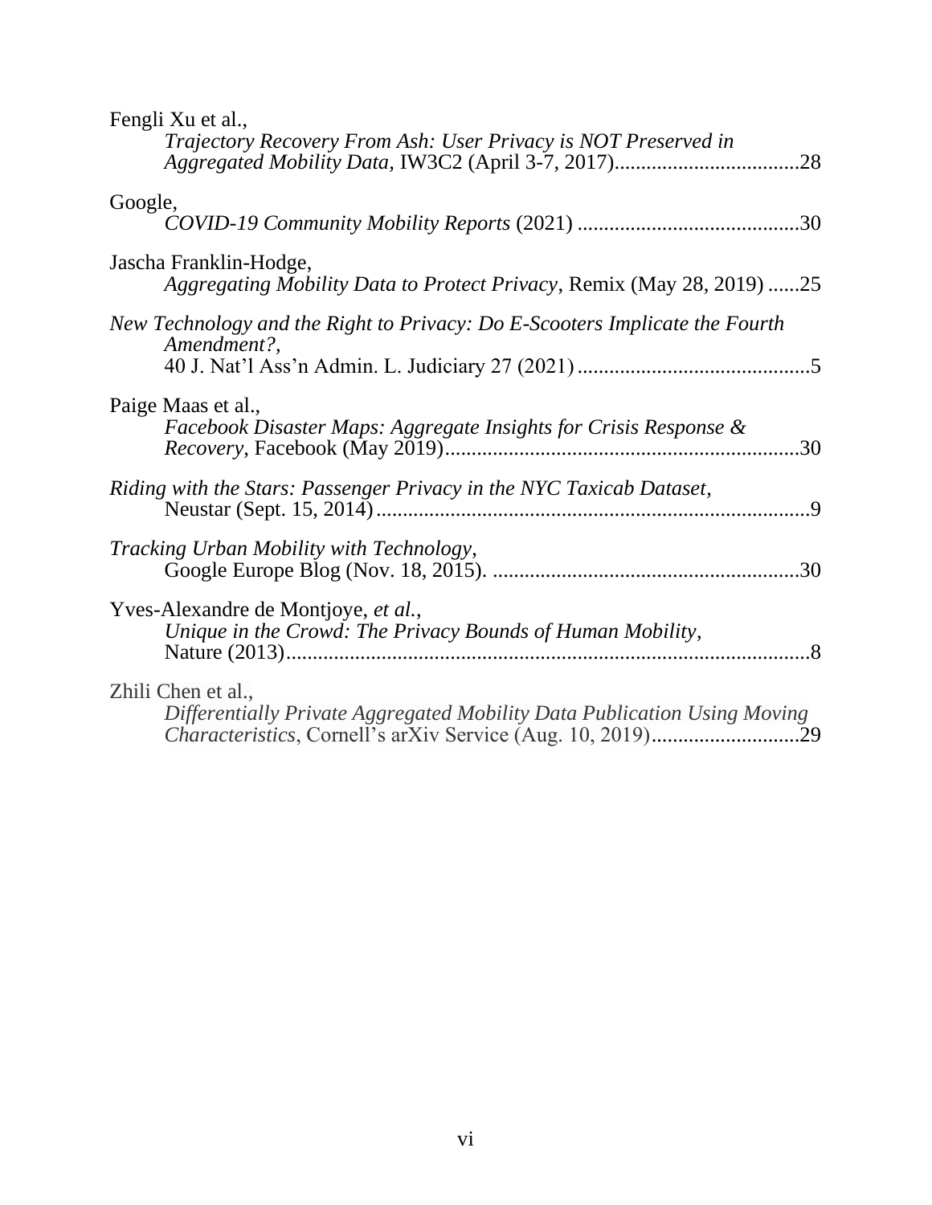Fengli Xu et al.,
*Trajectory Recovery From Ash: User Privacy is NOT Preserved in Aggregated Mobility Data*, IW3C2 (April 3-7, 2017)..................................28

Google,
*COVID-19 Community Mobility Reports* (2021) ..........................................30

Jascha Franklin-Hodge,
*Aggregating Mobility Data to Protect Privacy*, Remix (May 28, 2019) ......25

*New Technology and the Right to Privacy: Do E-Scooters Implicate the Fourth Amendment?*,
40 J. Nat'l Ass'n Admin. L. Judiciary 27 (2021) ............................................5

Paige Maas et al.,
*Facebook Disaster Maps: Aggregate Insights for Crisis Response & Recovery*, Facebook (May 2019)...................................................................30

*Riding with the Stars: Passenger Privacy in the NYC Taxicab Dataset*,
Neustar (Sept. 15, 2014) .................................................................................9

*Tracking Urban Mobility with Technology*,
Google Europe Blog (Nov. 18, 2015). ..........................................................30

Yves-Alexandre de Montjoye, *et al.*,
*Unique in the Crowd: The Privacy Bounds of Human Mobility*,
Nature (2013)...................................................................................................8

Zhili Chen et al.,
*Differentially Private Aggregated Mobility Data Publication Using Moving Characteristics*, Cornell's arXiv Service (Aug. 10, 2019)............................29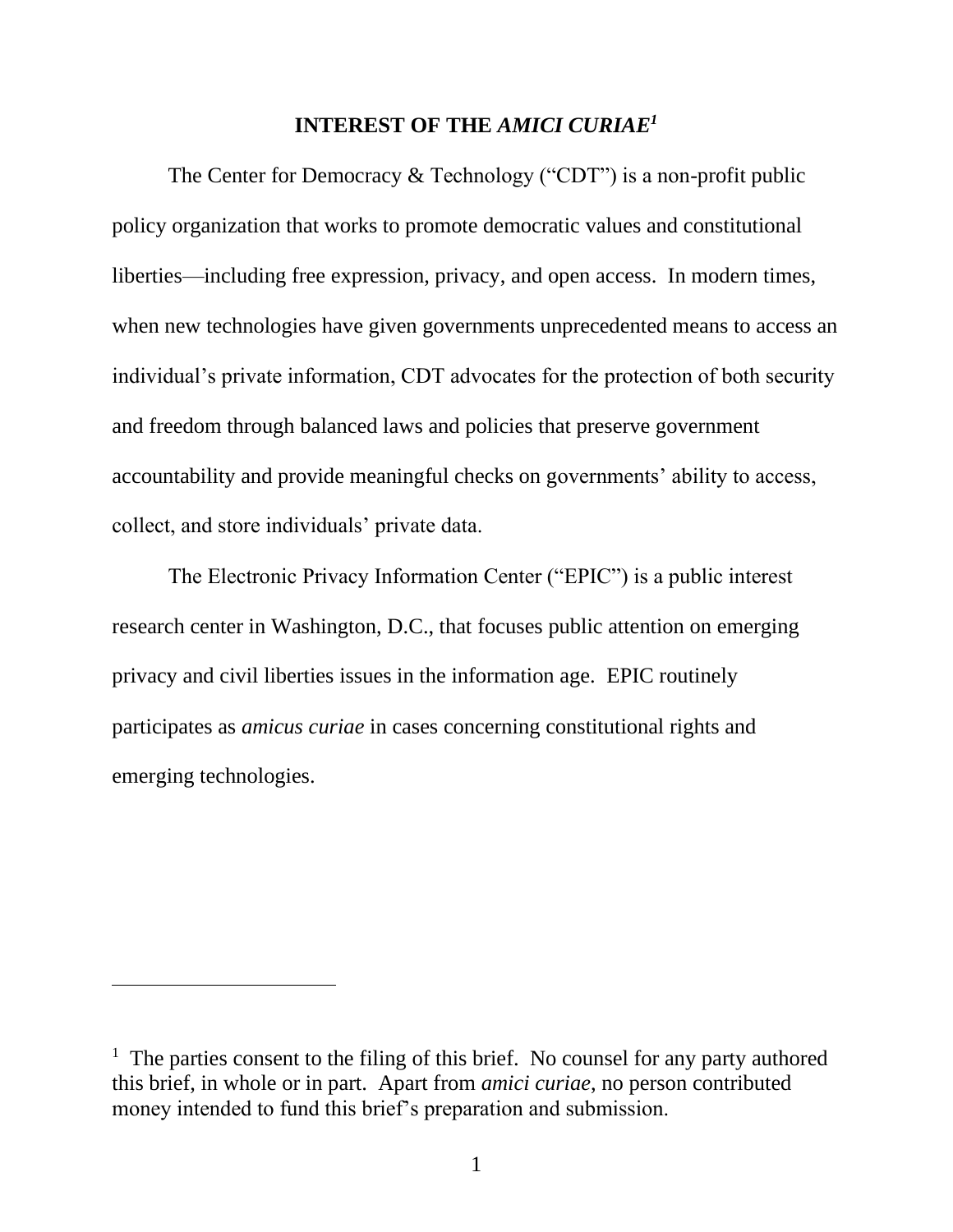## INTEREST OF THE *AMICI CURIAE*[1]

The Center for Democracy & Technology ("CDT") is a non-profit public policy organization that works to promote democratic values and constitutional liberties—including free expression, privacy, and open access. In modern times, when new technologies have given governments unprecedented means to access an individual's private information, CDT advocates for the protection of both security and freedom through balanced laws and policies that preserve government accountability and provide meaningful checks on governments' ability to access, collect, and store individuals' private data.

The Electronic Privacy Information Center ("EPIC") is a public interest research center in Washington, D.C., that focuses public attention on emerging privacy and civil liberties issues in the information age. EPIC routinely participates as *amicus curiae* in cases concerning constitutional rights and emerging technologies.

---

[1] The parties consent to the filing of this brief. No counsel for any party authored this brief, in whole or in part. Apart from *amici curiae*, no person contributed money intended to fund this brief's preparation and submission.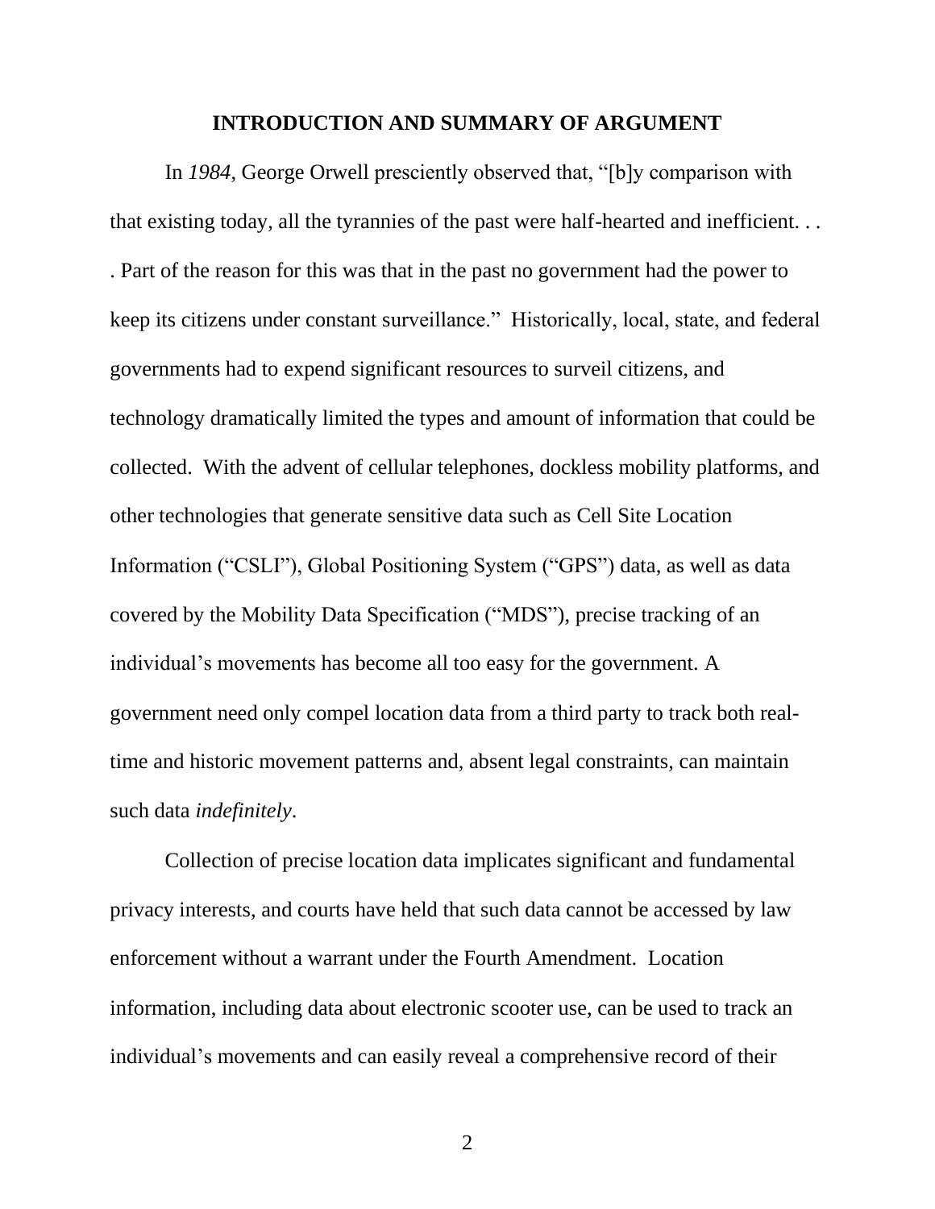## INTRODUCTION AND SUMMARY OF ARGUMENT

In *1984*, George Orwell presciently observed that, "[b]y comparison with that existing today, all the tyrannies of the past were half-hearted and inefficient. . . . Part of the reason for this was that in the past no government had the power to keep its citizens under constant surveillance." Historically, local, state, and federal governments had to expend significant resources to surveil citizens, and technology dramatically limited the types and amount of information that could be collected. With the advent of cellular telephones, dockless mobility platforms, and other technologies that generate sensitive data such as Cell Site Location Information ("CSLI"), Global Positioning System ("GPS") data, as well as data covered by the Mobility Data Specification ("MDS"), precise tracking of an individual's movements has become all too easy for the government. A government need only compel location data from a third party to track both real-time and historic movement patterns and, absent legal constraints, can maintain such data *indefinitely*.

Collection of precise location data implicates significant and fundamental privacy interests, and courts have held that such data cannot be accessed by law enforcement without a warrant under the Fourth Amendment. Location information, including data about electronic scooter use, can be used to track an individual's movements and can easily reveal a comprehensive record of their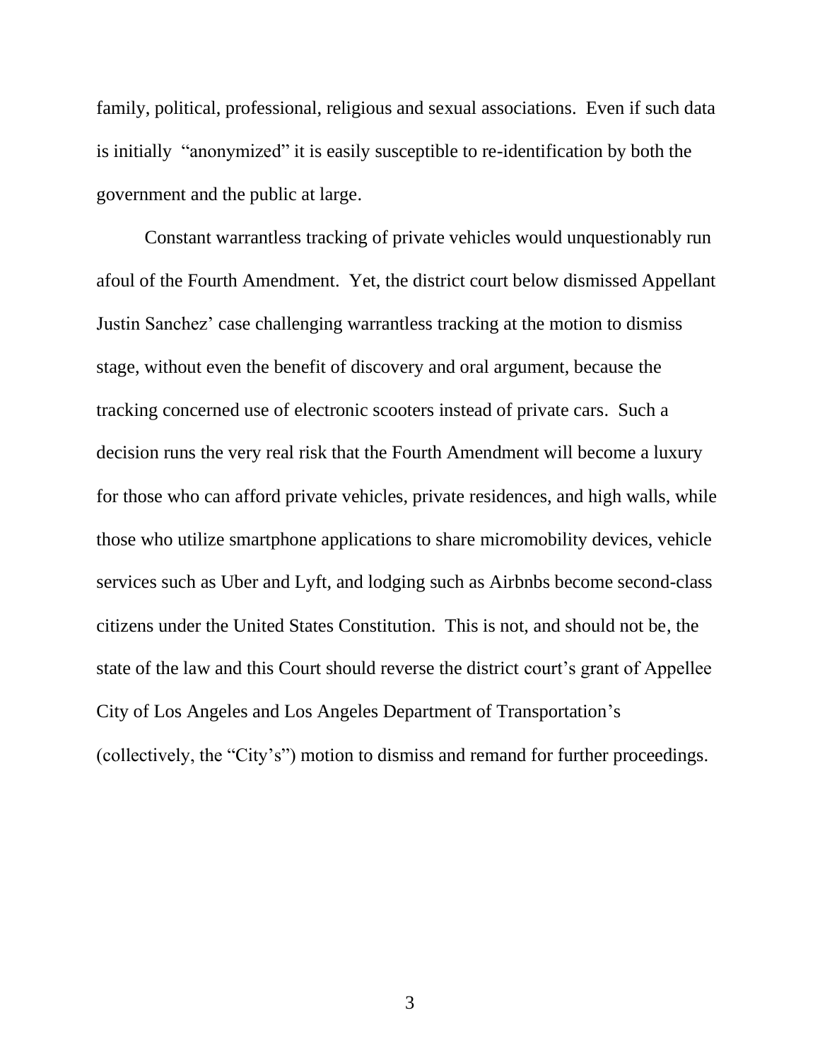family, political, professional, religious and sexual associations. Even if such data is initially "anonymized" it is easily susceptible to re-identification by both the government and the public at large.

Constant warrantless tracking of private vehicles would unquestionably run afoul of the Fourth Amendment. Yet, the district court below dismissed Appellant Justin Sanchez' case challenging warrantless tracking at the motion to dismiss stage, without even the benefit of discovery and oral argument, because the tracking concerned use of electronic scooters instead of private cars. Such a decision runs the very real risk that the Fourth Amendment will become a luxury for those who can afford private vehicles, private residences, and high walls, while those who utilize smartphone applications to share micromobility devices, vehicle services such as Uber and Lyft, and lodging such as Airbnbs become second-class citizens under the United States Constitution. This is not, and should not be, the state of the law and this Court should reverse the district court's grant of Appellee City of Los Angeles and Los Angeles Department of Transportation's (collectively, the "City's") motion to dismiss and remand for further proceedings.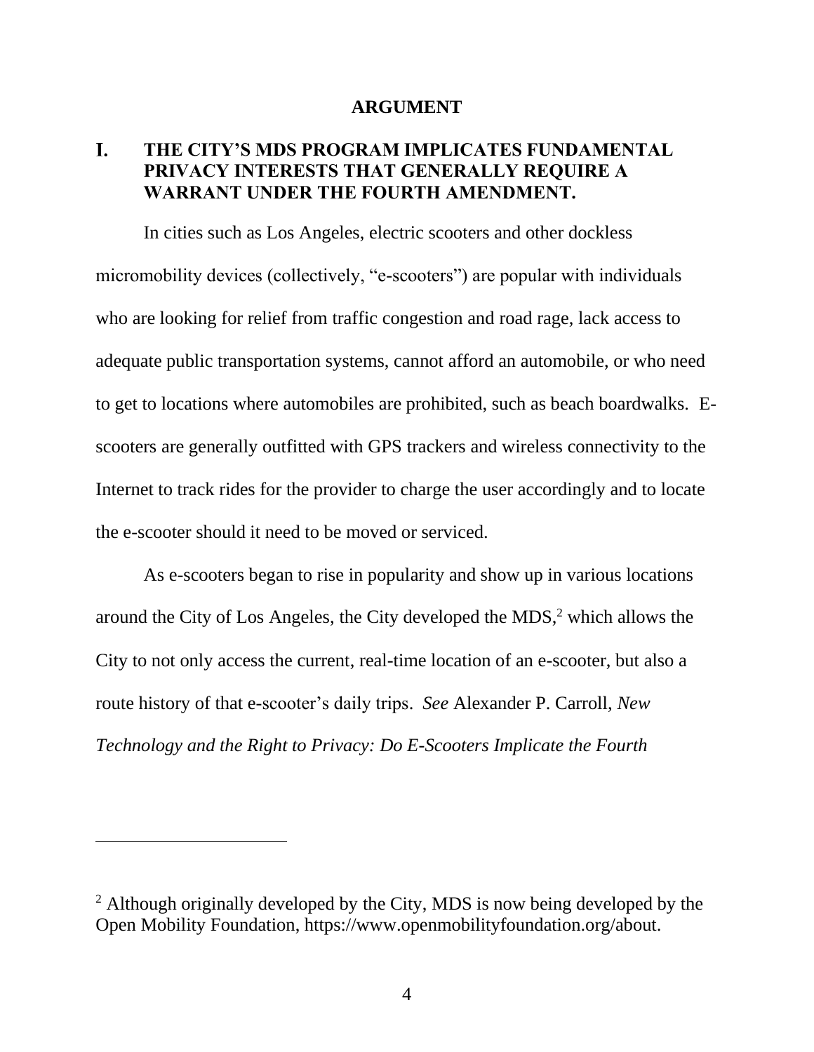# ARGUMENT

## I. THE CITY'S MDS PROGRAM IMPLICATES FUNDAMENTAL PRIVACY INTERESTS THAT GENERALLY REQUIRE A WARRANT UNDER THE FOURTH AMENDMENT.

In cities such as Los Angeles, electric scooters and other dockless micromobility devices (collectively, "e-scooters") are popular with individuals who are looking for relief from traffic congestion and road rage, lack access to adequate public transportation systems, cannot afford an automobile, or who need to get to locations where automobiles are prohibited, such as beach boardwalks. E-scooters are generally outfitted with GPS trackers and wireless connectivity to the Internet to track rides for the provider to charge the user accordingly and to locate the e-scooter should it need to be moved or serviced.

As e-scooters began to rise in popularity and show up in various locations around the City of Los Angeles, the City developed the MDS,[2] which allows the City to not only access the current, real-time location of an e-scooter, but also a route history of that e-scooter's daily trips. *See* Alexander P. Carroll, *New Technology and the Right to Privacy: Do E-Scooters Implicate the Fourth*

---

[2] Although originally developed by the City, MDS is now being developed by the Open Mobility Foundation, https://www.openmobilityfoundation.org/about.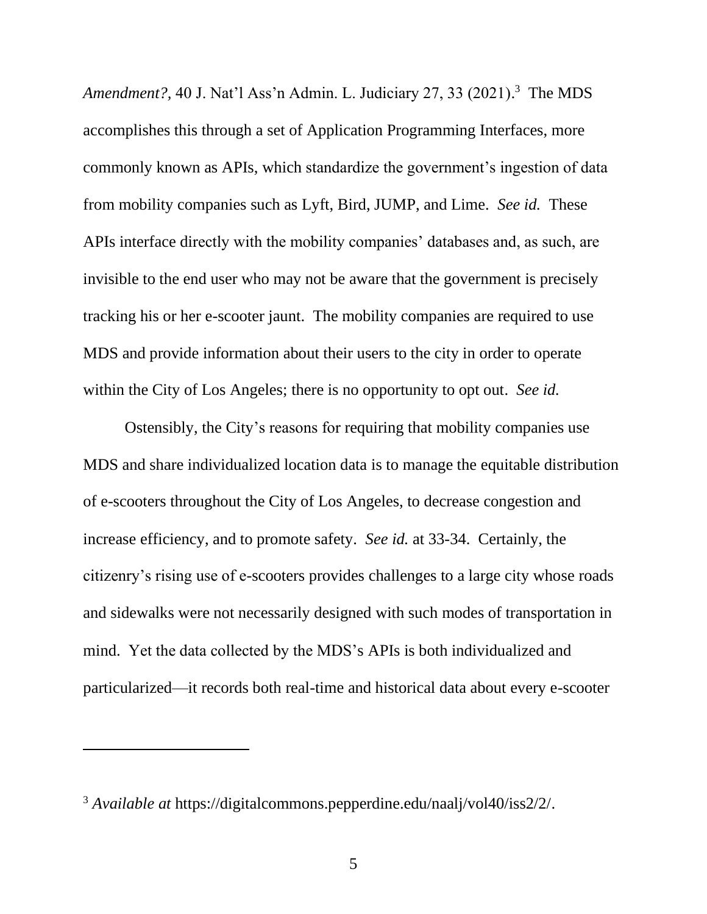*Amendment?*, 40 J. Nat'l Ass'n Admin. L. Judiciary 27, 33 (2021).[3] The MDS accomplishes this through a set of Application Programming Interfaces, more commonly known as APIs, which standardize the government's ingestion of data from mobility companies such as Lyft, Bird, JUMP, and Lime. *See id.* These APIs interface directly with the mobility companies' databases and, as such, are invisible to the end user who may not be aware that the government is precisely tracking his or her e-scooter jaunt. The mobility companies are required to use MDS and provide information about their users to the city in order to operate within the City of Los Angeles; there is no opportunity to opt out. *See id.*

Ostensibly, the City's reasons for requiring that mobility companies use MDS and share individualized location data is to manage the equitable distribution of e-scooters throughout the City of Los Angeles, to decrease congestion and increase efficiency, and to promote safety. *See id.* at 33-34. Certainly, the citizenry's rising use of e-scooters provides challenges to a large city whose roads and sidewalks were not necessarily designed with such modes of transportation in mind. Yet the data collected by the MDS's APIs is both individualized and particularized—it records both real-time and historical data about every e-scooter

---

[3] *Available at* https://digitalcommons.pepperdine.edu/naalj/vol40/iss2/2/.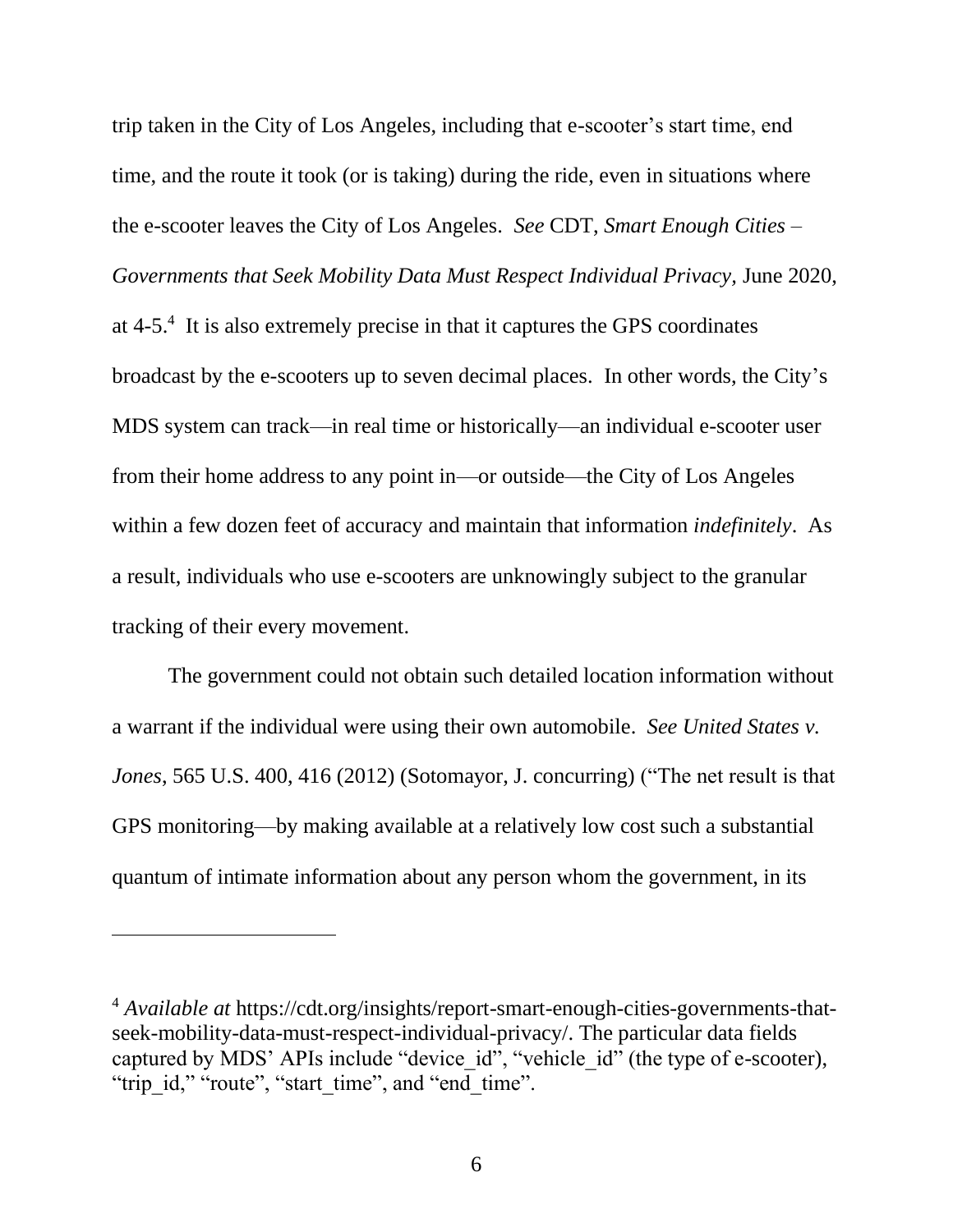trip taken in the City of Los Angeles, including that e-scooter's start time, end time, and the route it took (or is taking) during the ride, even in situations where the e-scooter leaves the City of Los Angeles. *See* CDT, *Smart Enough Cities – Governments that Seek Mobility Data Must Respect Individual Privacy,* June 2020, at 4-5.[4] It is also extremely precise in that it captures the GPS coordinates broadcast by the e-scooters up to seven decimal places. In other words, the City's MDS system can track—in real time or historically—an individual e-scooter user from their home address to any point in—or outside—the City of Los Angeles within a few dozen feet of accuracy and maintain that information *indefinitely*. As a result, individuals who use e-scooters are unknowingly subject to the granular tracking of their every movement.

The government could not obtain such detailed location information without a warrant if the individual were using their own automobile. *See United States v. Jones*, 565 U.S. 400, 416 (2012) (Sotomayor, J. concurring) ("The net result is that GPS monitoring—by making available at a relatively low cost such a substantial quantum of intimate information about any person whom the government, in its

---

[4] *Available at* https://cdt.org/insights/report-smart-enough-cities-governments-that-seek-mobility-data-must-respect-individual-privacy/. The particular data fields captured by MDS' APIs include "device_id", "vehicle_id" (the type of e-scooter), "trip_id," "route", "start_time", and "end_time".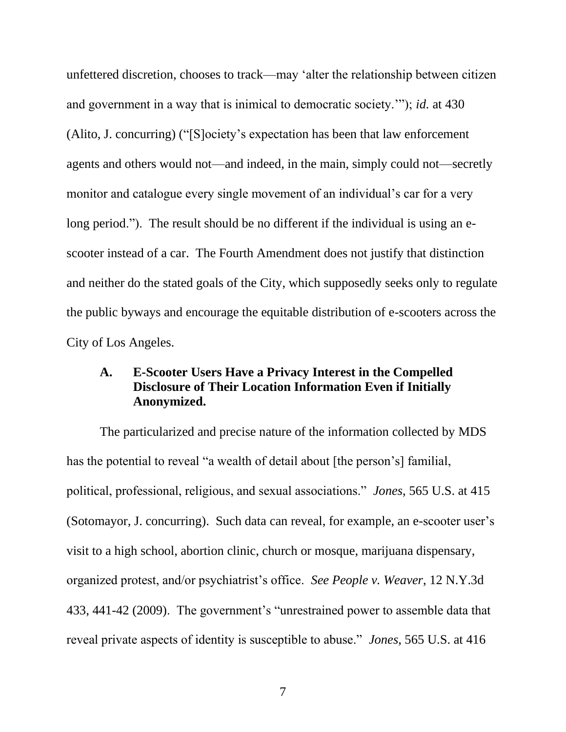unfettered discretion, chooses to track—may 'alter the relationship between citizen and government in a way that is inimical to democratic society.'"); *id.* at 430 (Alito, J. concurring) ("[S]ociety's expectation has been that law enforcement agents and others would not—and indeed, in the main, simply could not—secretly monitor and catalogue every single movement of an individual's car for a very long period."). The result should be no different if the individual is using an e-scooter instead of a car. The Fourth Amendment does not justify that distinction and neither do the stated goals of the City, which supposedly seeks only to regulate the public byways and encourage the equitable distribution of e-scooters across the City of Los Angeles.

### A. E-Scooter Users Have a Privacy Interest in the Compelled Disclosure of Their Location Information Even if Initially Anonymized.

The particularized and precise nature of the information collected by MDS has the potential to reveal "a wealth of detail about [the person's] familial, political, professional, religious, and sexual associations." *Jones*, 565 U.S. at 415 (Sotomayor, J. concurring). Such data can reveal, for example, an e-scooter user's visit to a high school, abortion clinic, church or mosque, marijuana dispensary, organized protest, and/or psychiatrist's office. *See People v. Weaver*, 12 N.Y.3d 433, 441-42 (2009). The government's "unrestrained power to assemble data that reveal private aspects of identity is susceptible to abuse." *Jones*, 565 U.S. at 416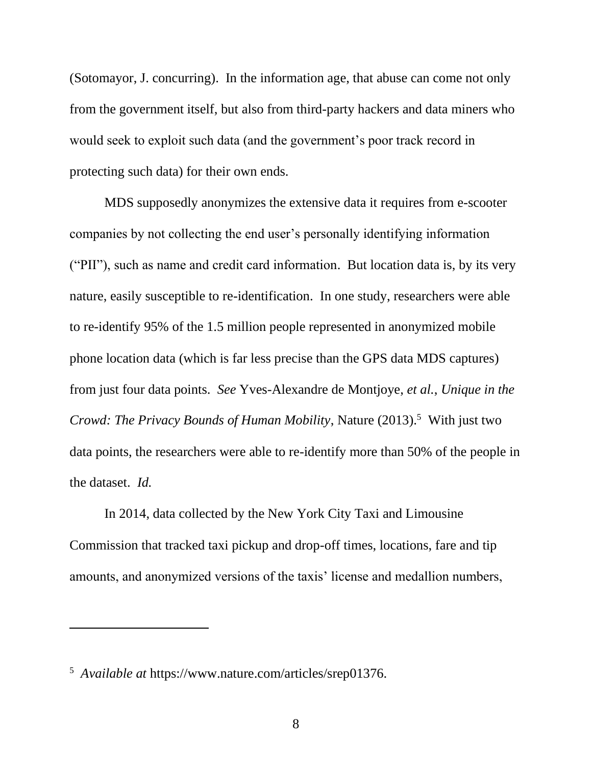(Sotomayor, J. concurring). In the information age, that abuse can come not only from the government itself, but also from third-party hackers and data miners who would seek to exploit such data (and the government's poor track record in protecting such data) for their own ends.

MDS supposedly anonymizes the extensive data it requires from e-scooter companies by not collecting the end user's personally identifying information ("PII"), such as name and credit card information. But location data is, by its very nature, easily susceptible to re-identification. In one study, researchers were able to re-identify 95% of the 1.5 million people represented in anonymized mobile phone location data (which is far less precise than the GPS data MDS captures) from just four data points. *See* Yves-Alexandre de Montjoye, *et al.*, *Unique in the Crowd: The Privacy Bounds of Human Mobility*, Nature (2013).[5] With just two data points, the researchers were able to re-identify more than 50% of the people in the dataset. *Id.*

In 2014, data collected by the New York City Taxi and Limousine Commission that tracked taxi pickup and drop-off times, locations, fare and tip amounts, and anonymized versions of the taxis' license and medallion numbers,

---

[5] *Available at* https://www.nature.com/articles/srep01376.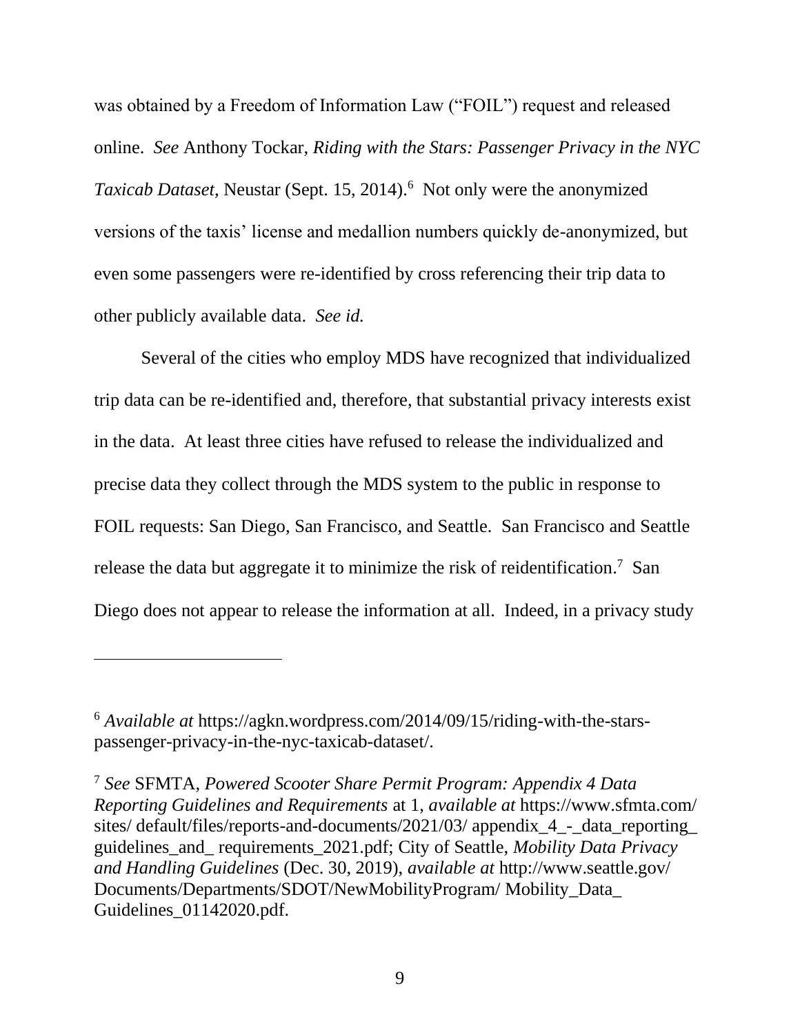was obtained by a Freedom of Information Law ("FOIL") request and released online. *See* Anthony Tockar, *Riding with the Stars: Passenger Privacy in the NYC Taxicab Dataset*, Neustar (Sept. 15, 2014).[6] Not only were the anonymized versions of the taxis' license and medallion numbers quickly de-anonymized, but even some passengers were re-identified by cross referencing their trip data to other publicly available data. *See id.*

Several of the cities who employ MDS have recognized that individualized trip data can be re-identified and, therefore, that substantial privacy interests exist in the data. At least three cities have refused to release the individualized and precise data they collect through the MDS system to the public in response to FOIL requests: San Diego, San Francisco, and Seattle. San Francisco and Seattle release the data but aggregate it to minimize the risk of reidentification.[7] San Diego does not appear to release the information at all. Indeed, in a privacy study

---

[6] *Available at* https://agkn.wordpress.com/2014/09/15/riding-with-the-stars-passenger-privacy-in-the-nyc-taxicab-dataset/.

[7] *See* SFMTA, *Powered Scooter Share Permit Program: Appendix 4 Data Reporting Guidelines and Requirements* at 1, *available at* https://www.sfmta.com/sites/ default/files/reports-and-documents/2021/03/ appendix_4_-_data_reporting_ guidelines_and_ requirements_2021.pdf; City of Seattle, *Mobility Data Privacy and Handling Guidelines* (Dec. 30, 2019), *available at* http://www.seattle.gov/ Documents/Departments/SDOT/NewMobilityProgram/ Mobility_Data_ Guidelines_01142020.pdf.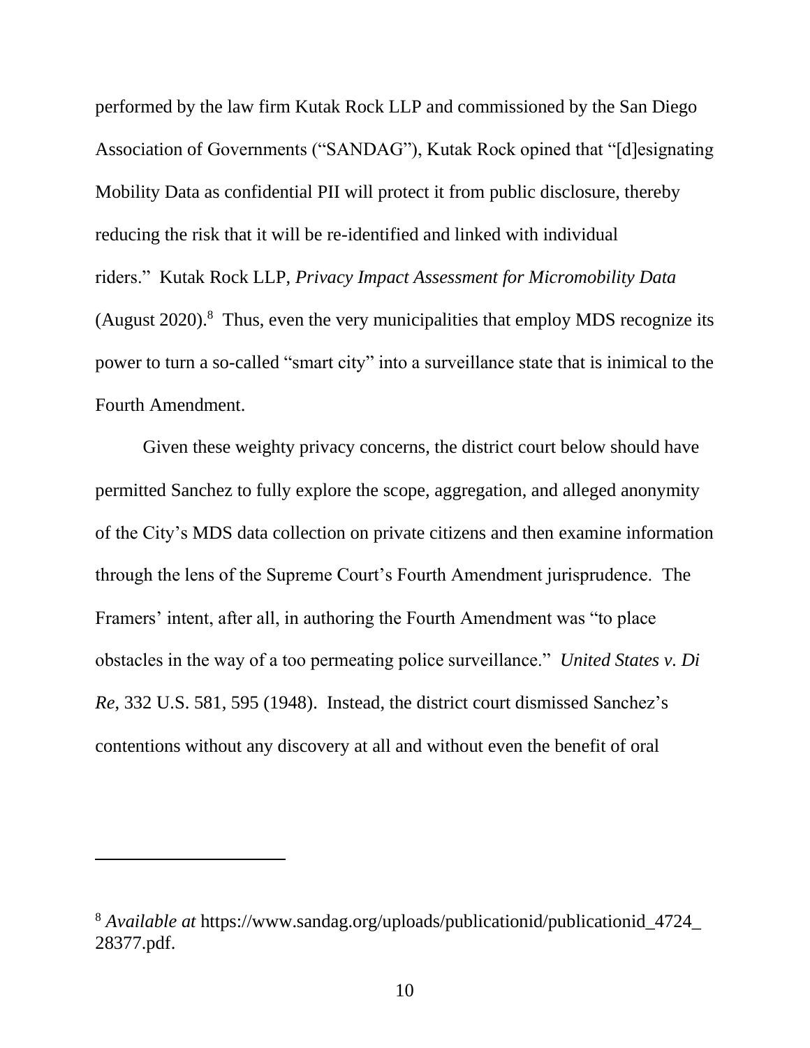performed by the law firm Kutak Rock LLP and commissioned by the San Diego Association of Governments ("SANDAG"), Kutak Rock opined that "[d]esignating Mobility Data as confidential PII will protect it from public disclosure, thereby reducing the risk that it will be re-identified and linked with individual riders." Kutak Rock LLP, *Privacy Impact Assessment for Micromobility Data* (August 2020).[8] Thus, even the very municipalities that employ MDS recognize its power to turn a so-called "smart city" into a surveillance state that is inimical to the Fourth Amendment.

Given these weighty privacy concerns, the district court below should have permitted Sanchez to fully explore the scope, aggregation, and alleged anonymity of the City's MDS data collection on private citizens and then examine information through the lens of the Supreme Court's Fourth Amendment jurisprudence. The Framers' intent, after all, in authoring the Fourth Amendment was "to place obstacles in the way of a too permeating police surveillance." *United States v. Di Re*, 332 U.S. 581, 595 (1948). Instead, the district court dismissed Sanchez's contentions without any discovery at all and without even the benefit of oral

---

[8] *Available at* https://www.sandag.org/uploads/publicationid/publicationid_4724_28377.pdf.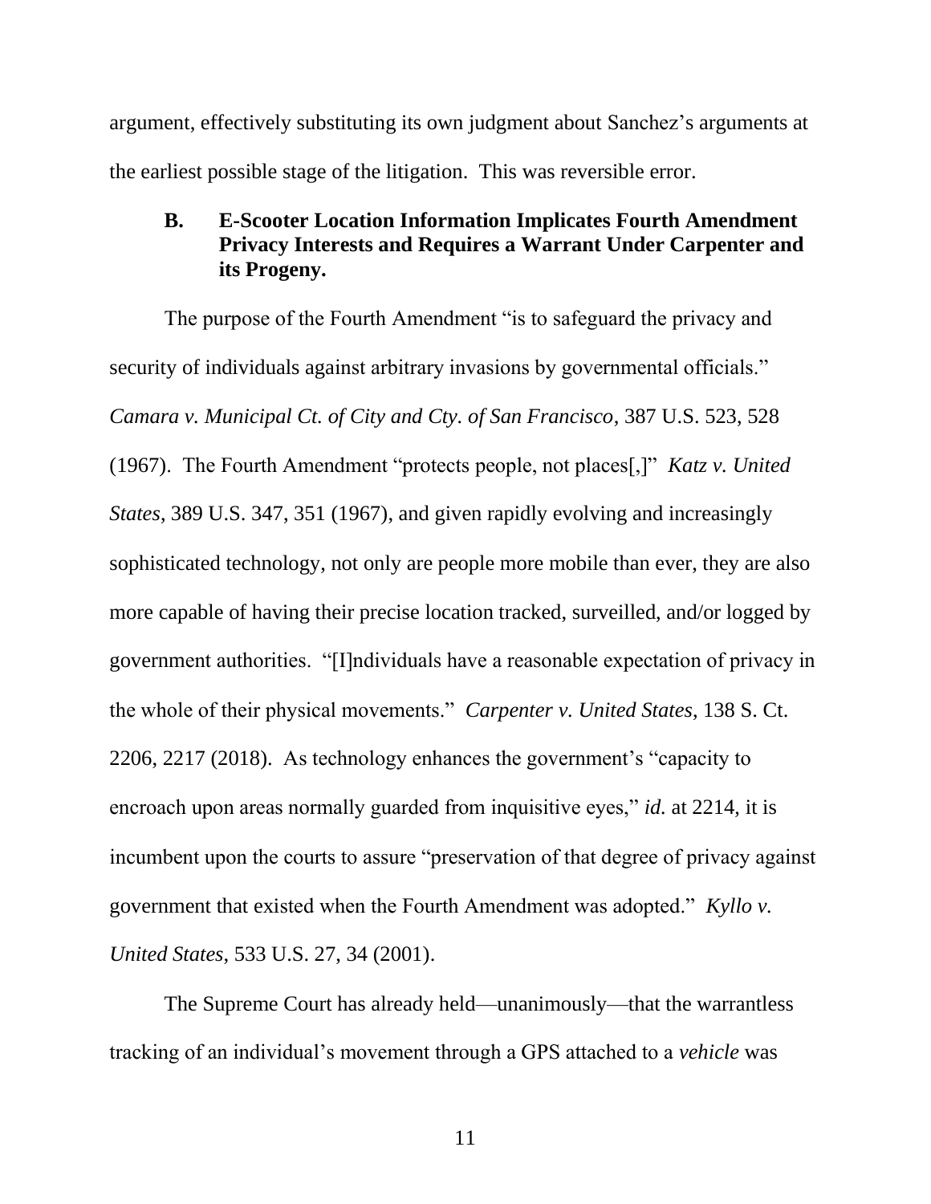argument, effectively substituting its own judgment about Sanchez's arguments at the earliest possible stage of the litigation. This was reversible error.

### B. E-Scooter Location Information Implicates Fourth Amendment Privacy Interests and Requires a Warrant Under Carpenter and its Progeny.

The purpose of the Fourth Amendment "is to safeguard the privacy and security of individuals against arbitrary invasions by governmental officials." *Camara v. Municipal Ct. of City and Cty. of San Francisco*, 387 U.S. 523, 528 (1967). The Fourth Amendment "protects people, not places[,]" *Katz v. United States*, 389 U.S. 347, 351 (1967), and given rapidly evolving and increasingly sophisticated technology, not only are people more mobile than ever, they are also more capable of having their precise location tracked, surveilled, and/or logged by government authorities. "[I]ndividuals have a reasonable expectation of privacy in the whole of their physical movements." *Carpenter v. United States*, 138 S. Ct. 2206, 2217 (2018). As technology enhances the government's "capacity to encroach upon areas normally guarded from inquisitive eyes," *id.* at 2214, it is incumbent upon the courts to assure "preservation of that degree of privacy against government that existed when the Fourth Amendment was adopted." *Kyllo v. United States*, 533 U.S. 27, 34 (2001).

The Supreme Court has already held—unanimously—that the warrantless tracking of an individual's movement through a GPS attached to a *vehicle* was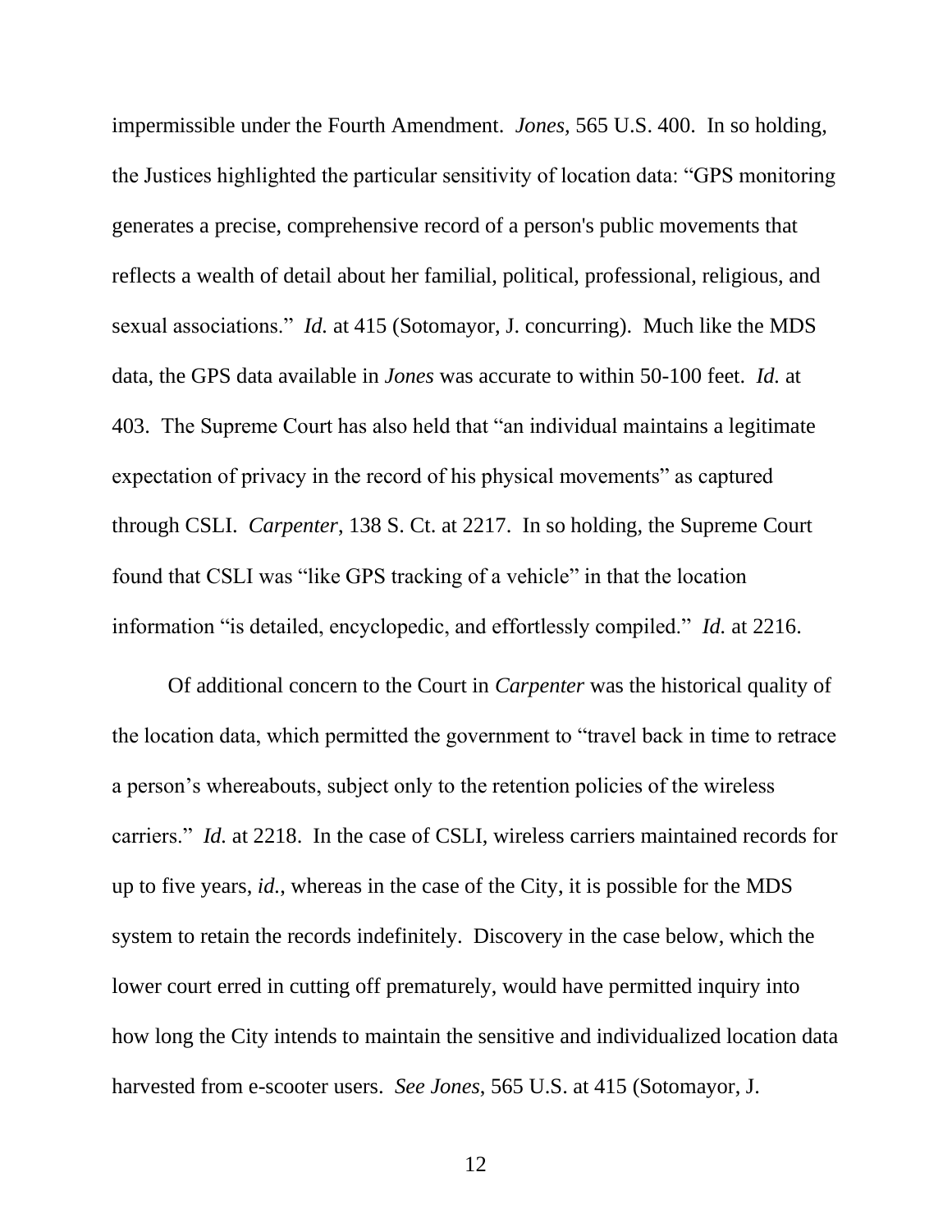impermissible under the Fourth Amendment. *Jones,* 565 U.S. 400. In so holding, the Justices highlighted the particular sensitivity of location data: "GPS monitoring generates a precise, comprehensive record of a person's public movements that reflects a wealth of detail about her familial, political, professional, religious, and sexual associations." *Id.* at 415 (Sotomayor, J. concurring). Much like the MDS data, the GPS data available in *Jones* was accurate to within 50-100 feet. *Id.* at 403. The Supreme Court has also held that "an individual maintains a legitimate expectation of privacy in the record of his physical movements" as captured through CSLI. *Carpenter,* 138 S. Ct. at 2217. In so holding, the Supreme Court found that CSLI was "like GPS tracking of a vehicle" in that the location information "is detailed, encyclopedic, and effortlessly compiled." *Id.* at 2216.

Of additional concern to the Court in *Carpenter* was the historical quality of the location data, which permitted the government to "travel back in time to retrace a person's whereabouts, subject only to the retention policies of the wireless carriers." *Id.* at 2218. In the case of CSLI, wireless carriers maintained records for up to five years, *id.*, whereas in the case of the City, it is possible for the MDS system to retain the records indefinitely. Discovery in the case below, which the lower court erred in cutting off prematurely, would have permitted inquiry into how long the City intends to maintain the sensitive and individualized location data harvested from e-scooter users. *See Jones*, 565 U.S. at 415 (Sotomayor, J.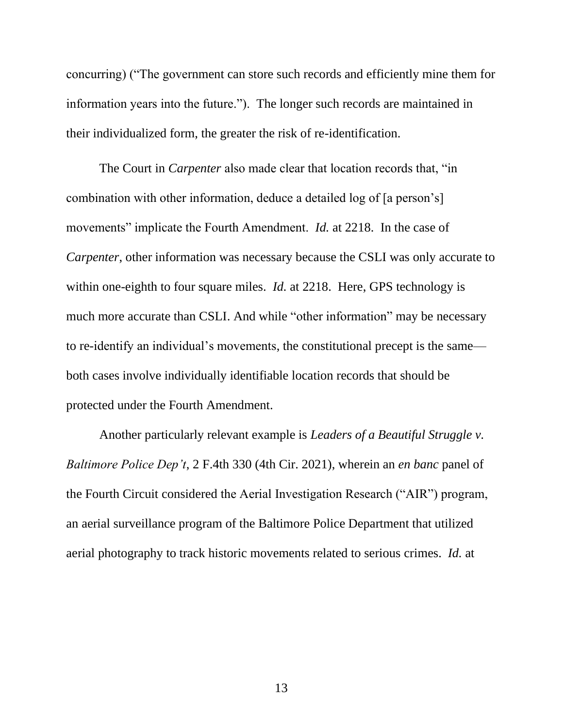concurring) ("The government can store such records and efficiently mine them for information years into the future."). The longer such records are maintained in their individualized form, the greater the risk of re-identification.

The Court in *Carpenter* also made clear that location records that, "in combination with other information, deduce a detailed log of [a person's] movements" implicate the Fourth Amendment. *Id.* at 2218. In the case of *Carpenter*, other information was necessary because the CSLI was only accurate to within one-eighth to four square miles. *Id.* at 2218. Here, GPS technology is much more accurate than CSLI. And while "other information" may be necessary to re-identify an individual's movements, the constitutional precept is the same—both cases involve individually identifiable location records that should be protected under the Fourth Amendment.

Another particularly relevant example is *Leaders of a Beautiful Struggle v. Baltimore Police Dep't*, 2 F.4th 330 (4th Cir. 2021), wherein an *en banc* panel of the Fourth Circuit considered the Aerial Investigation Research ("AIR") program, an aerial surveillance program of the Baltimore Police Department that utilized aerial photography to track historic movements related to serious crimes. *Id.* at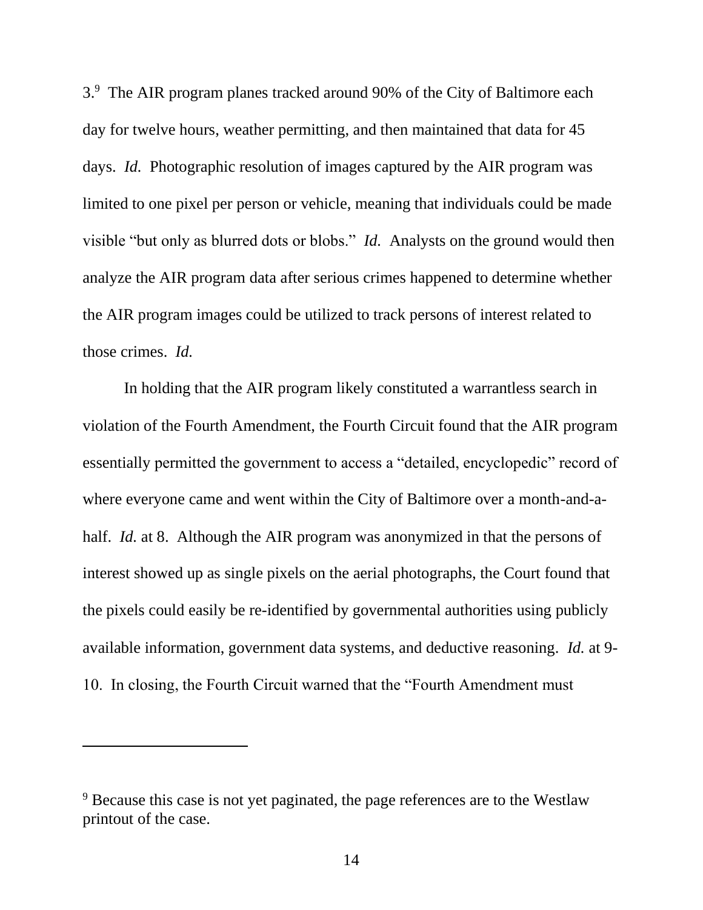3.[9] The AIR program planes tracked around 90% of the City of Baltimore each day for twelve hours, weather permitting, and then maintained that data for 45 days. *Id.* Photographic resolution of images captured by the AIR program was limited to one pixel per person or vehicle, meaning that individuals could be made visible "but only as blurred dots or blobs." *Id.* Analysts on the ground would then analyze the AIR program data after serious crimes happened to determine whether the AIR program images could be utilized to track persons of interest related to those crimes. *Id.*

In holding that the AIR program likely constituted a warrantless search in violation of the Fourth Amendment, the Fourth Circuit found that the AIR program essentially permitted the government to access a "detailed, encyclopedic" record of where everyone came and went within the City of Baltimore over a month-and-a-half. *Id.* at 8. Although the AIR program was anonymized in that the persons of interest showed up as single pixels on the aerial photographs, the Court found that the pixels could easily be re-identified by governmental authorities using publicly available information, government data systems, and deductive reasoning. *Id.* at 9-10. In closing, the Fourth Circuit warned that the "Fourth Amendment must

---

[9] Because this case is not yet paginated, the page references are to the Westlaw printout of the case.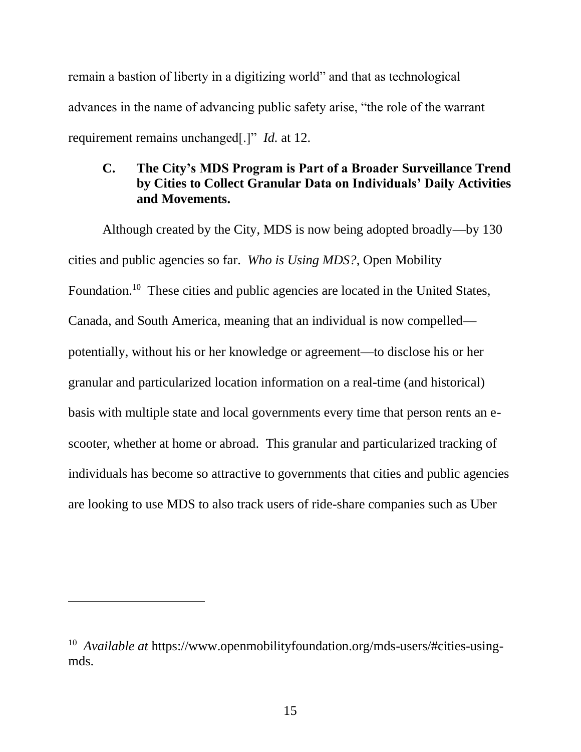remain a bastion of liberty in a digitizing world" and that as technological advances in the name of advancing public safety arise, "the role of the warrant requirement remains unchanged[.]" *Id.* at 12.

### C. The City's MDS Program is Part of a Broader Surveillance Trend by Cities to Collect Granular Data on Individuals' Daily Activities and Movements.

Although created by the City, MDS is now being adopted broadly—by 130 cities and public agencies so far. *Who is Using MDS?*, Open Mobility Foundation.[10] These cities and public agencies are located in the United States, Canada, and South America, meaning that an individual is now compelled—potentially, without his or her knowledge or agreement—to disclose his or her granular and particularized location information on a real-time (and historical) basis with multiple state and local governments every time that person rents an e-scooter, whether at home or abroad. This granular and particularized tracking of individuals has become so attractive to governments that cities and public agencies are looking to use MDS to also track users of ride-share companies such as Uber

---

[10] *Available at* https://www.openmobilityfoundation.org/mds-users/#cities-using-mds.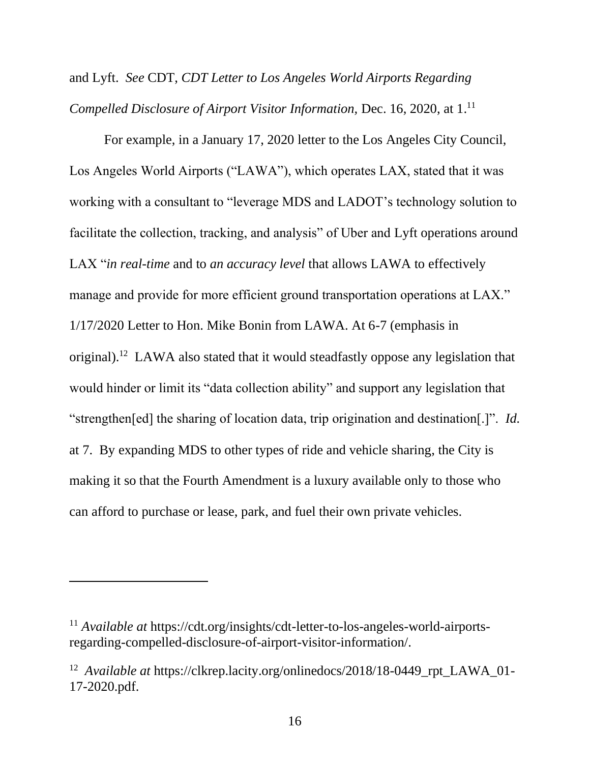and Lyft. *See* CDT, *CDT Letter to Los Angeles World Airports Regarding Compelled Disclosure of Airport Visitor Information*, Dec. 16, 2020, at 1.[11]

For example, in a January 17, 2020 letter to the Los Angeles City Council, Los Angeles World Airports ("LAWA"), which operates LAX, stated that it was working with a consultant to "leverage MDS and LADOT's technology solution to facilitate the collection, tracking, and analysis" of Uber and Lyft operations around LAX "*in real-time* and to *an accuracy level* that allows LAWA to effectively manage and provide for more efficient ground transportation operations at LAX." 1/17/2020 Letter to Hon. Mike Bonin from LAWA. At 6-7 (emphasis in original).[12] LAWA also stated that it would steadfastly oppose any legislation that would hinder or limit its "data collection ability" and support any legislation that "strengthen[ed] the sharing of location data, trip origination and destination[.]". *Id.* at 7. By expanding MDS to other types of ride and vehicle sharing, the City is making it so that the Fourth Amendment is a luxury available only to those who can afford to purchase or lease, park, and fuel their own private vehicles.

---

[11] *Available at* https://cdt.org/insights/cdt-letter-to-los-angeles-world-airports-regarding-compelled-disclosure-of-airport-visitor-information/.

[12] *Available at* https://clkrep.lacity.org/onlinedocs/2018/18-0449_rpt_LAWA_01-17-2020.pdf.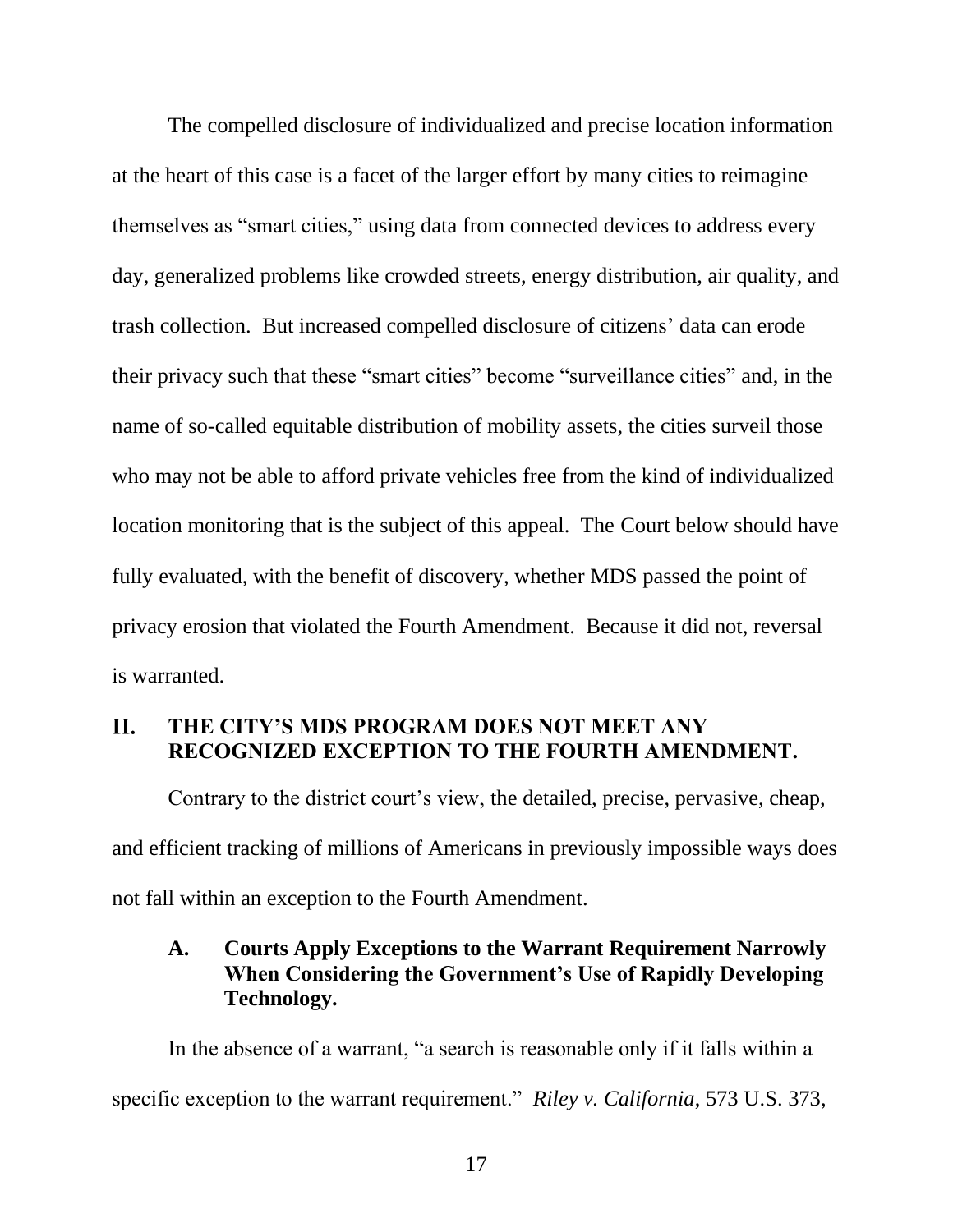The compelled disclosure of individualized and precise location information at the heart of this case is a facet of the larger effort by many cities to reimagine themselves as "smart cities," using data from connected devices to address every day, generalized problems like crowded streets, energy distribution, air quality, and trash collection. But increased compelled disclosure of citizens' data can erode their privacy such that these "smart cities" become "surveillance cities" and, in the name of so-called equitable distribution of mobility assets, the cities surveil those who may not be able to afford private vehicles free from the kind of individualized location monitoring that is the subject of this appeal. The Court below should have fully evaluated, with the benefit of discovery, whether MDS passed the point of privacy erosion that violated the Fourth Amendment. Because it did not, reversal is warranted.

## II. THE CITY'S MDS PROGRAM DOES NOT MEET ANY RECOGNIZED EXCEPTION TO THE FOURTH AMENDMENT.

Contrary to the district court's view, the detailed, precise, pervasive, cheap, and efficient tracking of millions of Americans in previously impossible ways does not fall within an exception to the Fourth Amendment.

### A. Courts Apply Exceptions to the Warrant Requirement Narrowly When Considering the Government's Use of Rapidly Developing Technology.

In the absence of a warrant, "a search is reasonable only if it falls within a specific exception to the warrant requirement." *Riley v. California*, 573 U.S. 373,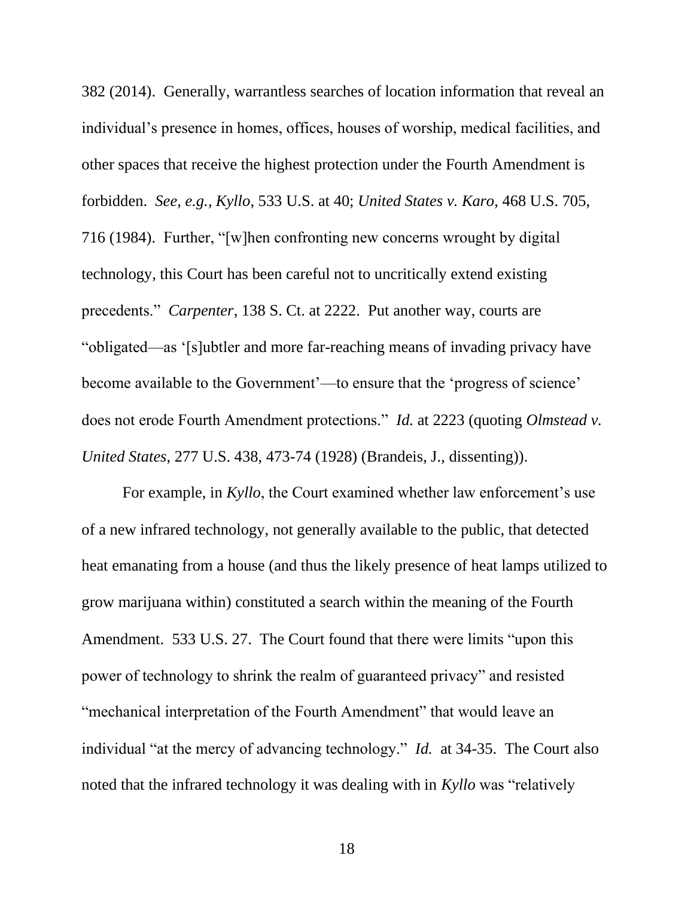382 (2014). Generally, warrantless searches of location information that reveal an individual's presence in homes, offices, houses of worship, medical facilities, and other spaces that receive the highest protection under the Fourth Amendment is forbidden. *See, e.g.*, *Kyllo*, 533 U.S. at 40; *United States v. Karo*, 468 U.S. 705, 716 (1984). Further, "[w]hen confronting new concerns wrought by digital technology, this Court has been careful not to uncritically extend existing precedents." *Carpenter*, 138 S. Ct. at 2222. Put another way, courts are "obligated—as '[s]ubtler and more far-reaching means of invading privacy have become available to the Government'—to ensure that the 'progress of science' does not erode Fourth Amendment protections." *Id.* at 2223 (quoting *Olmstead v. United States*, 277 U.S. 438, 473-74 (1928) (Brandeis, J., dissenting)).

For example, in *Kyllo*, the Court examined whether law enforcement's use of a new infrared technology, not generally available to the public, that detected heat emanating from a house (and thus the likely presence of heat lamps utilized to grow marijuana within) constituted a search within the meaning of the Fourth Amendment. 533 U.S. 27. The Court found that there were limits "upon this power of technology to shrink the realm of guaranteed privacy" and resisted "mechanical interpretation of the Fourth Amendment" that would leave an individual "at the mercy of advancing technology." *Id.* at 34-35. The Court also noted that the infrared technology it was dealing with in *Kyllo* was "relatively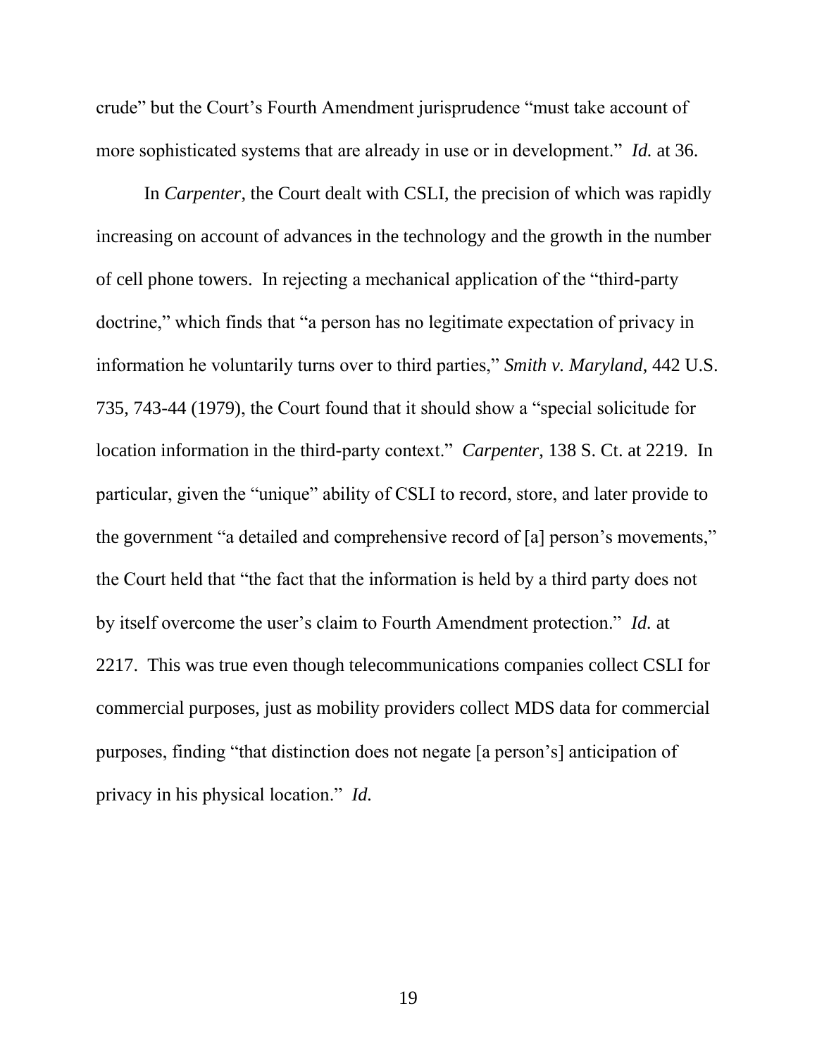crude" but the Court's Fourth Amendment jurisprudence "must take account of more sophisticated systems that are already in use or in development." *Id.* at 36.

In *Carpenter*, the Court dealt with CSLI, the precision of which was rapidly increasing on account of advances in the technology and the growth in the number of cell phone towers. In rejecting a mechanical application of the "third-party doctrine," which finds that "a person has no legitimate expectation of privacy in information he voluntarily turns over to third parties," *Smith v. Maryland*, 442 U.S. 735, 743-44 (1979), the Court found that it should show a "special solicitude for location information in the third-party context." *Carpenter*, 138 S. Ct. at 2219. In particular, given the "unique" ability of CSLI to record, store, and later provide to the government "a detailed and comprehensive record of [a] person's movements," the Court held that "the fact that the information is held by a third party does not by itself overcome the user's claim to Fourth Amendment protection." *Id.* at 2217. This was true even though telecommunications companies collect CSLI for commercial purposes, just as mobility providers collect MDS data for commercial purposes, finding "that distinction does not negate [a person's] anticipation of privacy in his physical location." *Id.*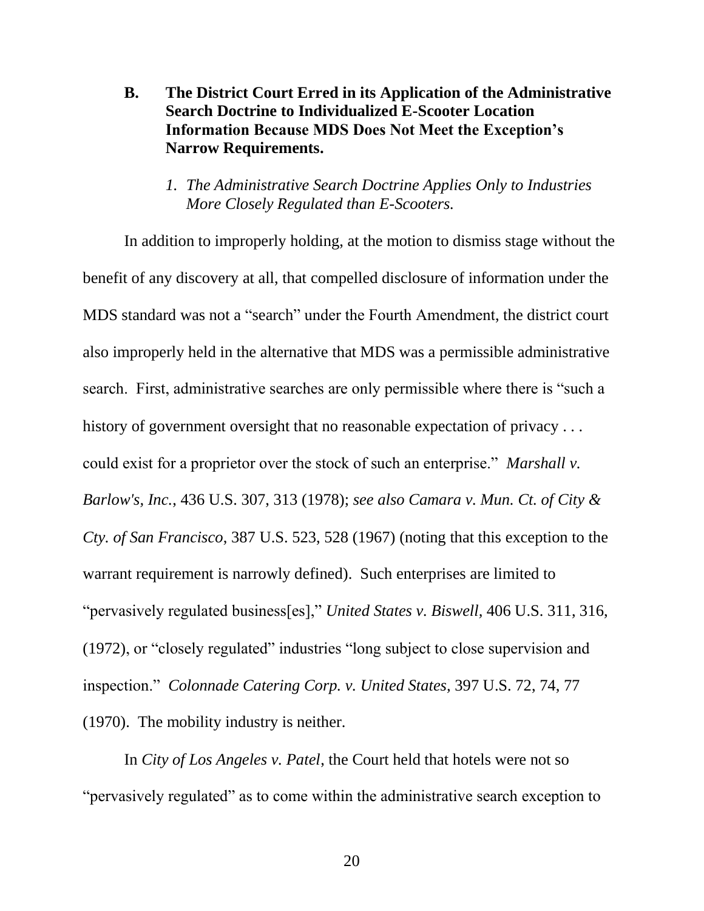### B. The District Court Erred in its Application of the Administrative Search Doctrine to Individualized E-Scooter Location Information Because MDS Does Not Meet the Exception's Narrow Requirements.

#### *1. The Administrative Search Doctrine Applies Only to Industries More Closely Regulated than E-Scooters.*

In addition to improperly holding, at the motion to dismiss stage without the benefit of any discovery at all, that compelled disclosure of information under the MDS standard was not a "search" under the Fourth Amendment, the district court also improperly held in the alternative that MDS was a permissible administrative search. First, administrative searches are only permissible where there is "such a history of government oversight that no reasonable expectation of privacy . . . could exist for a proprietor over the stock of such an enterprise." *Marshall v. Barlow's, Inc.*, 436 U.S. 307, 313 (1978); *see also Camara v. Mun. Ct. of City & Cty. of San Francisco*, 387 U.S. 523, 528 (1967) (noting that this exception to the warrant requirement is narrowly defined). Such enterprises are limited to "pervasively regulated business[es]," *United States v. Biswell,* 406 U.S. 311, 316, (1972), or "closely regulated" industries "long subject to close supervision and inspection." *Colonnade Catering Corp. v. United States,* 397 U.S. 72, 74, 77 (1970). The mobility industry is neither.

In *City of Los Angeles v. Patel*, the Court held that hotels were not so "pervasively regulated" as to come within the administrative search exception to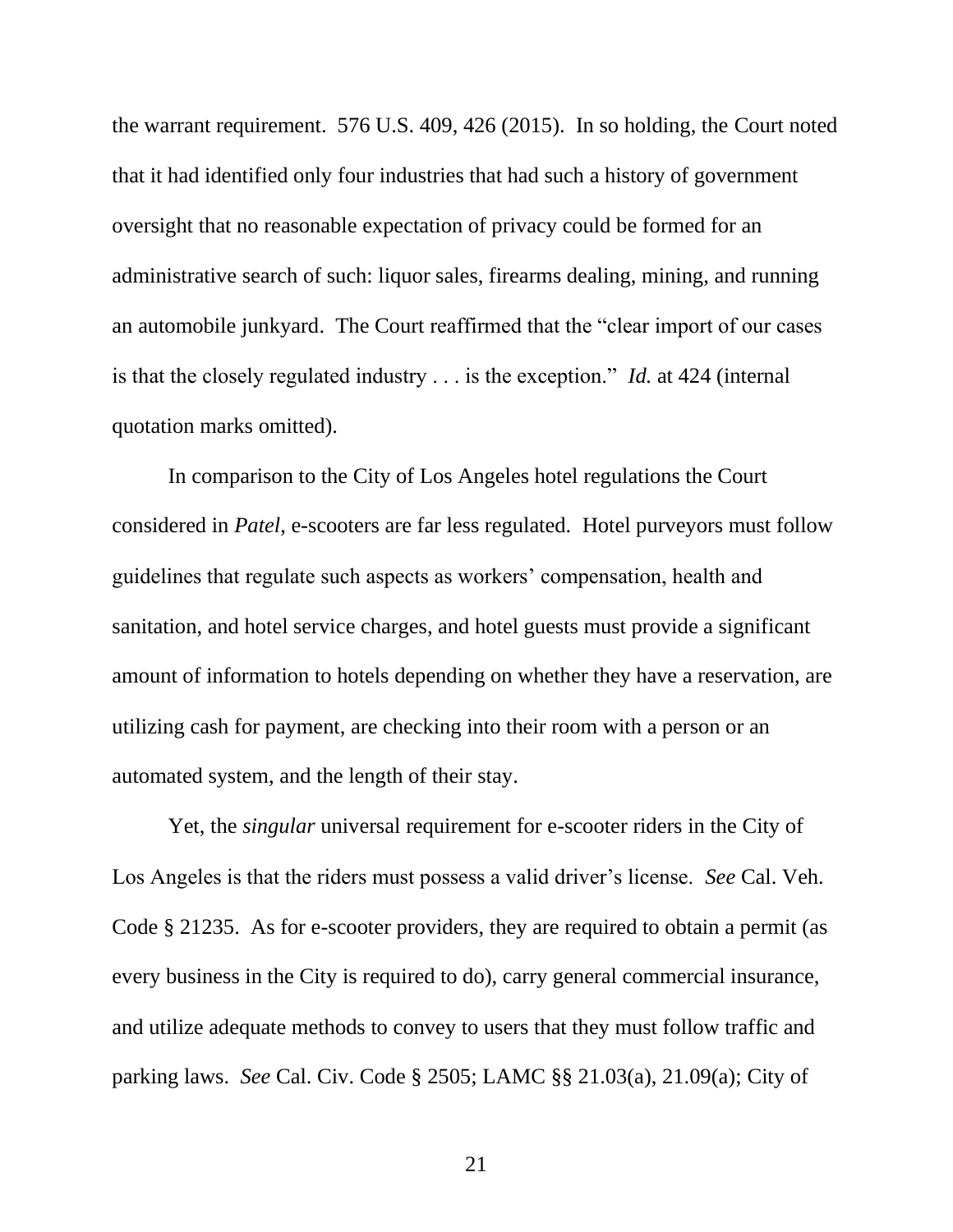the warrant requirement. 576 U.S. 409, 426 (2015). In so holding, the Court noted that it had identified only four industries that had such a history of government oversight that no reasonable expectation of privacy could be formed for an administrative search of such: liquor sales, firearms dealing, mining, and running an automobile junkyard. The Court reaffirmed that the "clear import of our cases is that the closely regulated industry . . . is the exception." *Id.* at 424 (internal quotation marks omitted).

In comparison to the City of Los Angeles hotel regulations the Court considered in *Patel*, e-scooters are far less regulated. Hotel purveyors must follow guidelines that regulate such aspects as workers' compensation, health and sanitation, and hotel service charges, and hotel guests must provide a significant amount of information to hotels depending on whether they have a reservation, are utilizing cash for payment, are checking into their room with a person or an automated system, and the length of their stay.

Yet, the *singular* universal requirement for e-scooter riders in the City of Los Angeles is that the riders must possess a valid driver's license. *See* Cal. Veh. Code § 21235. As for e-scooter providers, they are required to obtain a permit (as every business in the City is required to do), carry general commercial insurance, and utilize adequate methods to convey to users that they must follow traffic and parking laws. *See* Cal. Civ. Code § 2505; LAMC §§ 21.03(a), 21.09(a); City of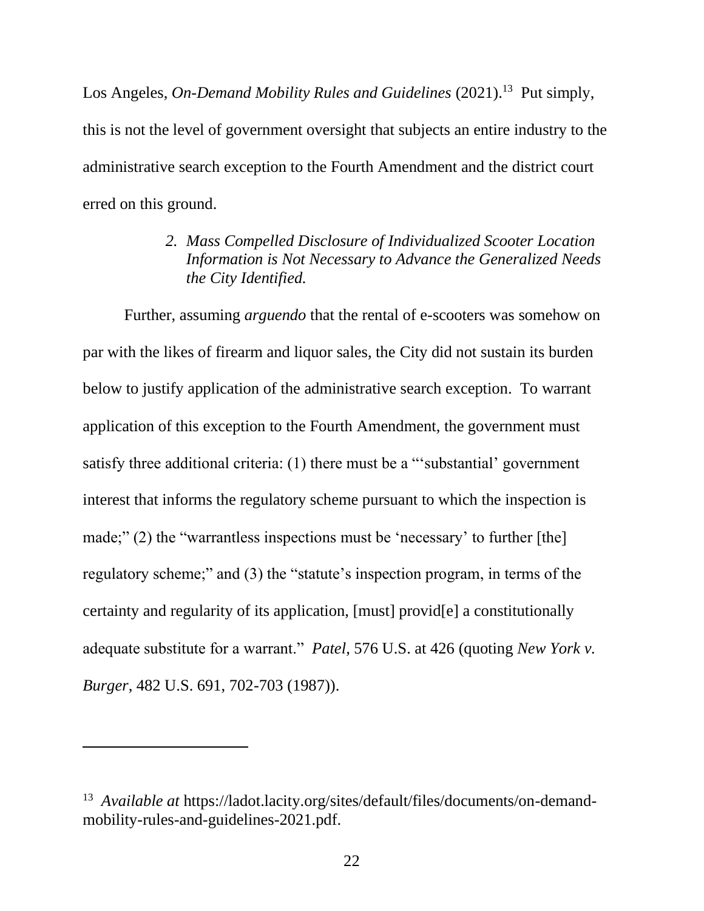Los Angeles, *On-Demand Mobility Rules and Guidelines* (2021).[13] Put simply, this is not the level of government oversight that subjects an entire industry to the administrative search exception to the Fourth Amendment and the district court erred on this ground.

### *2. Mass Compelled Disclosure of Individualized Scooter Location Information is Not Necessary to Advance the Generalized Needs the City Identified.*

Further, assuming *arguendo* that the rental of e-scooters was somehow on par with the likes of firearm and liquor sales, the City did not sustain its burden below to justify application of the administrative search exception. To warrant application of this exception to the Fourth Amendment, the government must satisfy three additional criteria: (1) there must be a "'substantial' government interest that informs the regulatory scheme pursuant to which the inspection is made;" (2) the "warrantless inspections must be 'necessary' to further [the] regulatory scheme;" and (3) the "statute's inspection program, in terms of the certainty and regularity of its application, [must] provid[e] a constitutionally adequate substitute for a warrant." *Patel*, 576 U.S. at 426 (quoting *New York v. Burger*, 482 U.S. 691, 702-703 (1987)).

---

[13] *Available at* https://ladot.lacity.org/sites/default/files/documents/on-demand-mobility-rules-and-guidelines-2021.pdf.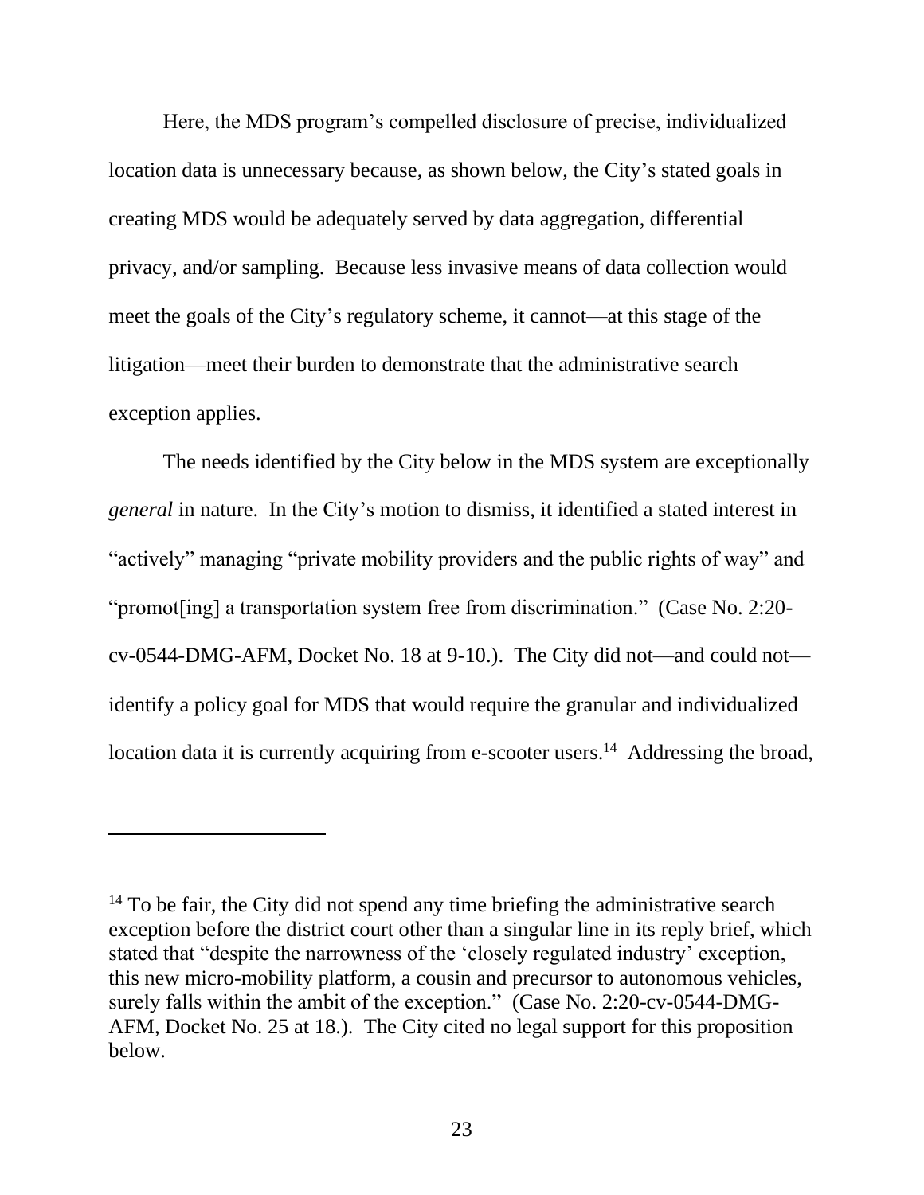Here, the MDS program's compelled disclosure of precise, individualized location data is unnecessary because, as shown below, the City's stated goals in creating MDS would be adequately served by data aggregation, differential privacy, and/or sampling. Because less invasive means of data collection would meet the goals of the City's regulatory scheme, it cannot—at this stage of the litigation—meet their burden to demonstrate that the administrative search exception applies.

The needs identified by the City below in the MDS system are exceptionally *general* in nature. In the City's motion to dismiss, it identified a stated interest in "actively" managing "private mobility providers and the public rights of way" and "promot[ing] a transportation system free from discrimination." (Case No. 2:20-cv-0544-DMG-AFM, Docket No. 18 at 9-10.). The City did not—and could not—identify a policy goal for MDS that would require the granular and individualized location data it is currently acquiring from e-scooter users.[14] Addressing the broad,

---

[14] To be fair, the City did not spend any time briefing the administrative search exception before the district court other than a singular line in its reply brief, which stated that "despite the narrowness of the 'closely regulated industry' exception, this new micro-mobility platform, a cousin and precursor to autonomous vehicles, surely falls within the ambit of the exception." (Case No. 2:20-cv-0544-DMG-AFM, Docket No. 25 at 18.). The City cited no legal support for this proposition below.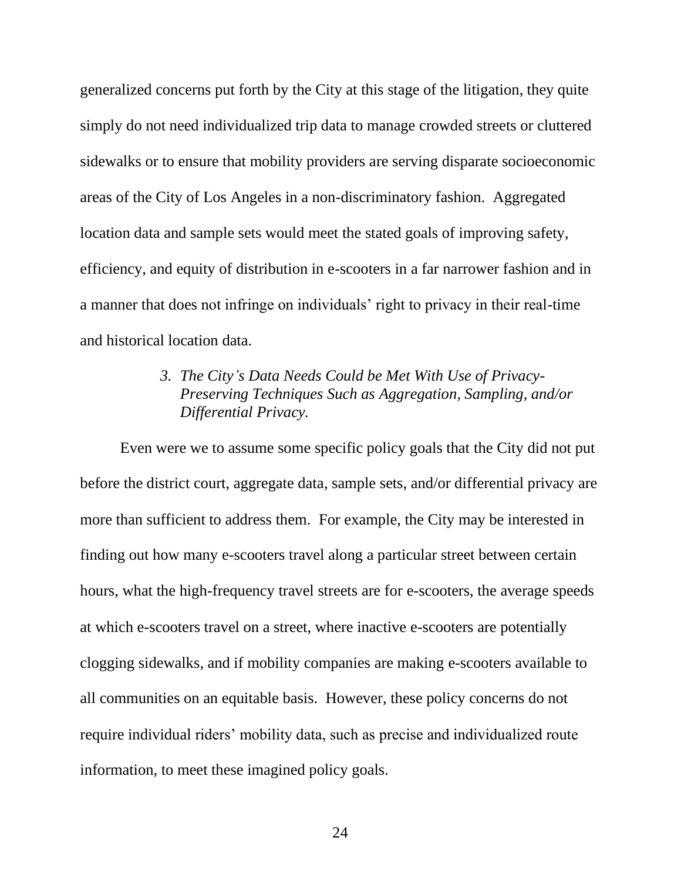generalized concerns put forth by the City at this stage of the litigation, they quite simply do not need individualized trip data to manage crowded streets or cluttered sidewalks or to ensure that mobility providers are serving disparate socioeconomic areas of the City of Los Angeles in a non-discriminatory fashion. Aggregated location data and sample sets would meet the stated goals of improving safety, efficiency, and equity of distribution in e-scooters in a far narrower fashion and in a manner that does not infringe on individuals' right to privacy in their real-time and historical location data.

### *3. The City's Data Needs Could be Met With Use of Privacy-Preserving Techniques Such as Aggregation, Sampling, and/or Differential Privacy.*

Even were we to assume some specific policy goals that the City did not put before the district court, aggregate data, sample sets, and/or differential privacy are more than sufficient to address them. For example, the City may be interested in finding out how many e-scooters travel along a particular street between certain hours, what the high-frequency travel streets are for e-scooters, the average speeds at which e-scooters travel on a street, where inactive e-scooters are potentially clogging sidewalks, and if mobility companies are making e-scooters available to all communities on an equitable basis. However, these policy concerns do not require individual riders' mobility data, such as precise and individualized route information, to meet these imagined policy goals.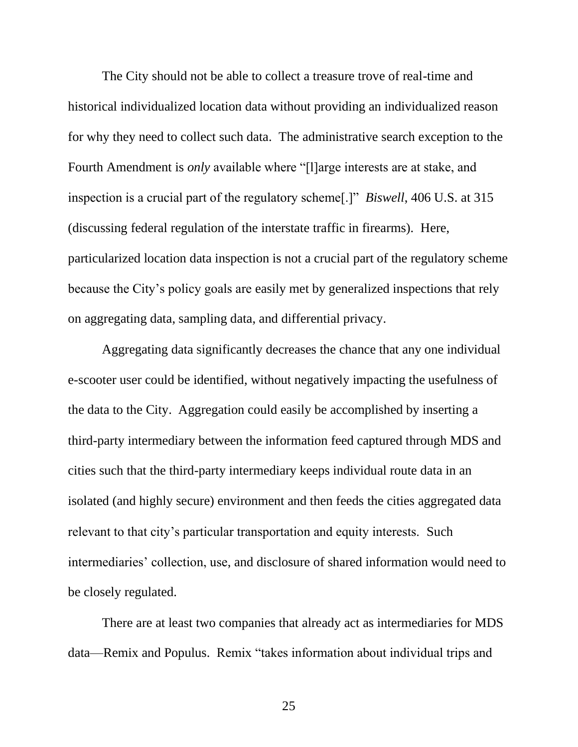The City should not be able to collect a treasure trove of real-time and historical individualized location data without providing an individualized reason for why they need to collect such data. The administrative search exception to the Fourth Amendment is *only* available where "[l]arge interests are at stake, and inspection is a crucial part of the regulatory scheme[.]" *Biswell*, 406 U.S. at 315 (discussing federal regulation of the interstate traffic in firearms). Here, particularized location data inspection is not a crucial part of the regulatory scheme because the City's policy goals are easily met by generalized inspections that rely on aggregating data, sampling data, and differential privacy.

Aggregating data significantly decreases the chance that any one individual e-scooter user could be identified, without negatively impacting the usefulness of the data to the City. Aggregation could easily be accomplished by inserting a third-party intermediary between the information feed captured through MDS and cities such that the third-party intermediary keeps individual route data in an isolated (and highly secure) environment and then feeds the cities aggregated data relevant to that city's particular transportation and equity interests. Such intermediaries' collection, use, and disclosure of shared information would need to be closely regulated.

There are at least two companies that already act as intermediaries for MDS data—Remix and Populus. Remix "takes information about individual trips and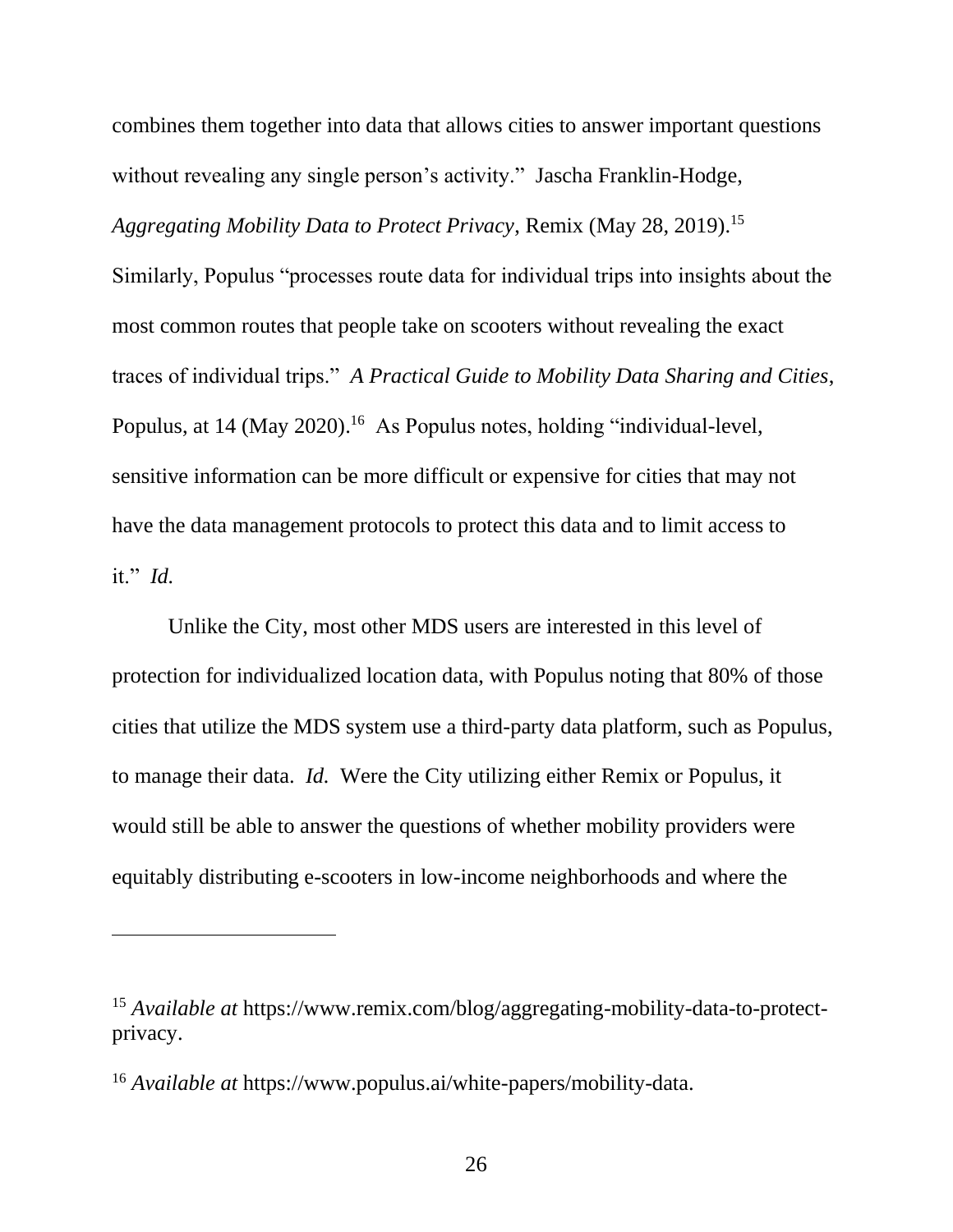combines them together into data that allows cities to answer important questions without revealing any single person's activity." Jascha Franklin-Hodge, *Aggregating Mobility Data to Protect Privacy*, Remix (May 28, 2019).[15] Similarly, Populus "processes route data for individual trips into insights about the most common routes that people take on scooters without revealing the exact traces of individual trips." *A Practical Guide to Mobility Data Sharing and Cities*, Populus, at 14 (May 2020).[16] As Populus notes, holding "individual-level, sensitive information can be more difficult or expensive for cities that may not have the data management protocols to protect this data and to limit access to it." *Id.*

Unlike the City, most other MDS users are interested in this level of protection for individualized location data, with Populus noting that 80% of those cities that utilize the MDS system use a third-party data platform, such as Populus, to manage their data. *Id.* Were the City utilizing either Remix or Populus, it would still be able to answer the questions of whether mobility providers were equitably distributing e-scooters in low-income neighborhoods and where the

---

[15] *Available at* https://www.remix.com/blog/aggregating-mobility-data-to-protect-privacy.

[16] *Available at* https://www.populus.ai/white-papers/mobility-data.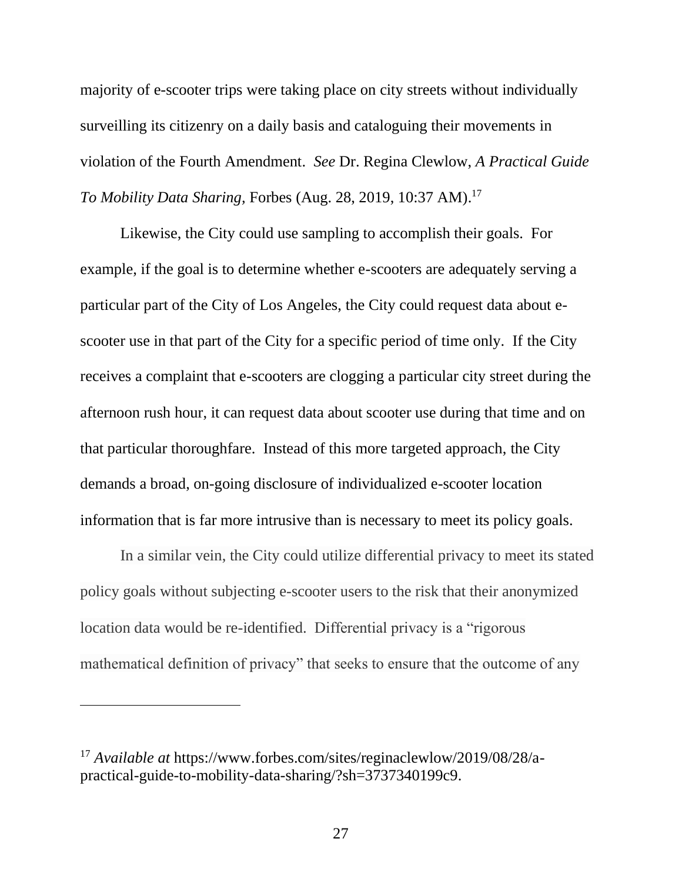majority of e-scooter trips were taking place on city streets without individually surveilling its citizenry on a daily basis and cataloguing their movements in violation of the Fourth Amendment. *See* Dr. Regina Clewlow, *A Practical Guide To Mobility Data Sharing*, Forbes (Aug. 28, 2019, 10:37 AM).[17]

Likewise, the City could use sampling to accomplish their goals. For example, if the goal is to determine whether e-scooters are adequately serving a particular part of the City of Los Angeles, the City could request data about e-scooter use in that part of the City for a specific period of time only. If the City receives a complaint that e-scooters are clogging a particular city street during the afternoon rush hour, it can request data about scooter use during that time and on that particular thoroughfare. Instead of this more targeted approach, the City demands a broad, on-going disclosure of individualized e-scooter location information that is far more intrusive than is necessary to meet its policy goals.

In a similar vein, the City could utilize differential privacy to meet its stated policy goals without subjecting e-scooter users to the risk that their anonymized location data would be re-identified. Differential privacy is a "rigorous mathematical definition of privacy" that seeks to ensure that the outcome of any

---

[17] *Available at* https://www.forbes.com/sites/reginaclewlow/2019/08/28/a-practical-guide-to-mobility-data-sharing/?sh=3737340199c9.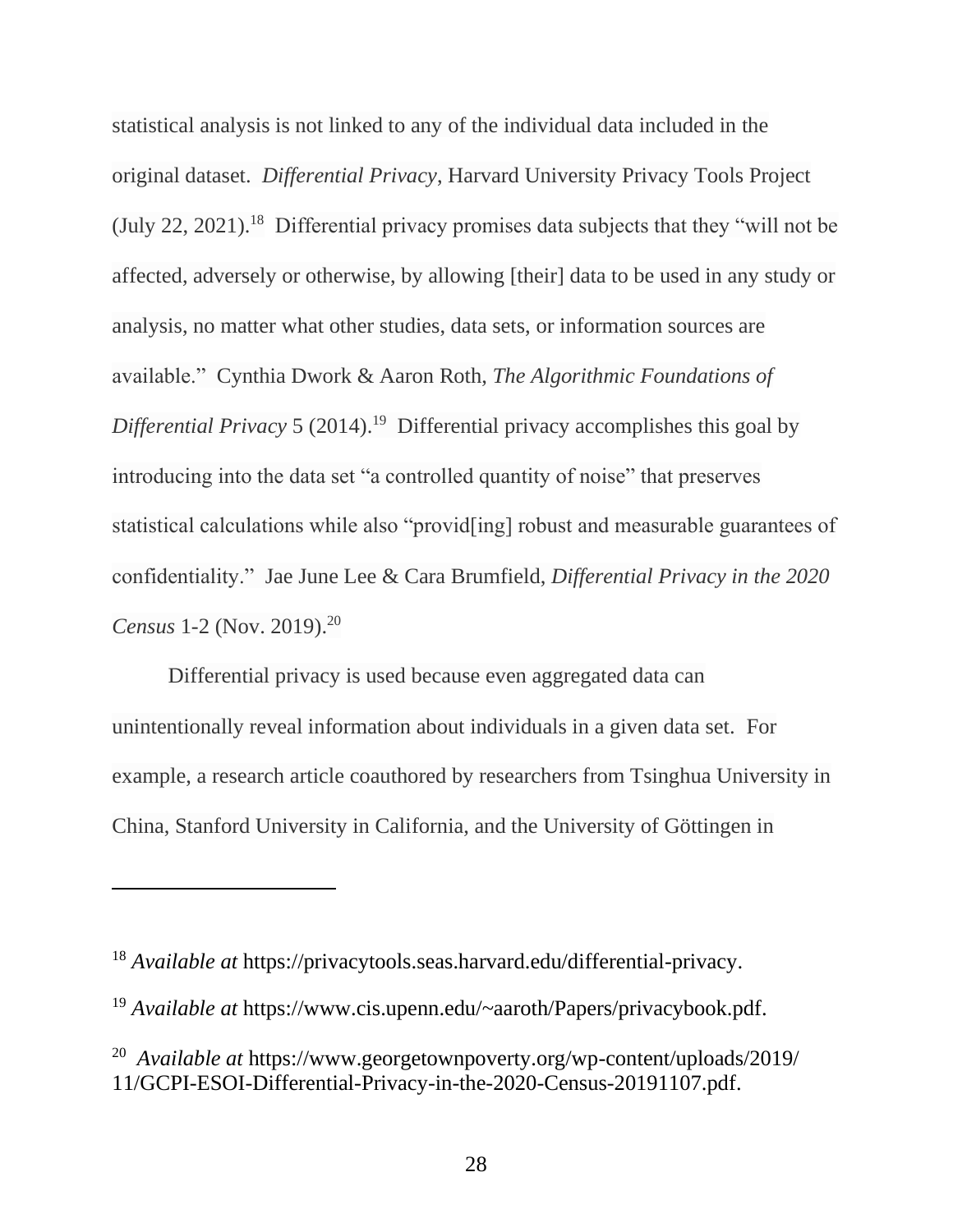statistical analysis is not linked to any of the individual data included in the original dataset. *Differential Privacy*, Harvard University Privacy Tools Project (July 22, 2021).[18] Differential privacy promises data subjects that they "will not be affected, adversely or otherwise, by allowing [their] data to be used in any study or analysis, no matter what other studies, data sets, or information sources are available." Cynthia Dwork & Aaron Roth, *The Algorithmic Foundations of Differential Privacy* 5 (2014).[19] Differential privacy accomplishes this goal by introducing into the data set "a controlled quantity of noise" that preserves statistical calculations while also "provid[ing] robust and measurable guarantees of confidentiality." Jae June Lee & Cara Brumfield, *Differential Privacy in the 2020 Census* 1-2 (Nov. 2019).[20]

Differential privacy is used because even aggregated data can unintentionally reveal information about individuals in a given data set. For example, a research article coauthored by researchers from Tsinghua University in China, Stanford University in California, and the University of Göttingen in

---

[18] *Available at* https://privacytools.seas.harvard.edu/differential-privacy.

[19] *Available at* https://www.cis.upenn.edu/~aaroth/Papers/privacybook.pdf.

[20] *Available at* https://www.georgetownpoverty.org/wp-content/uploads/2019/11/GCPI-ESOI-Differential-Privacy-in-the-2020-Census-20191107.pdf.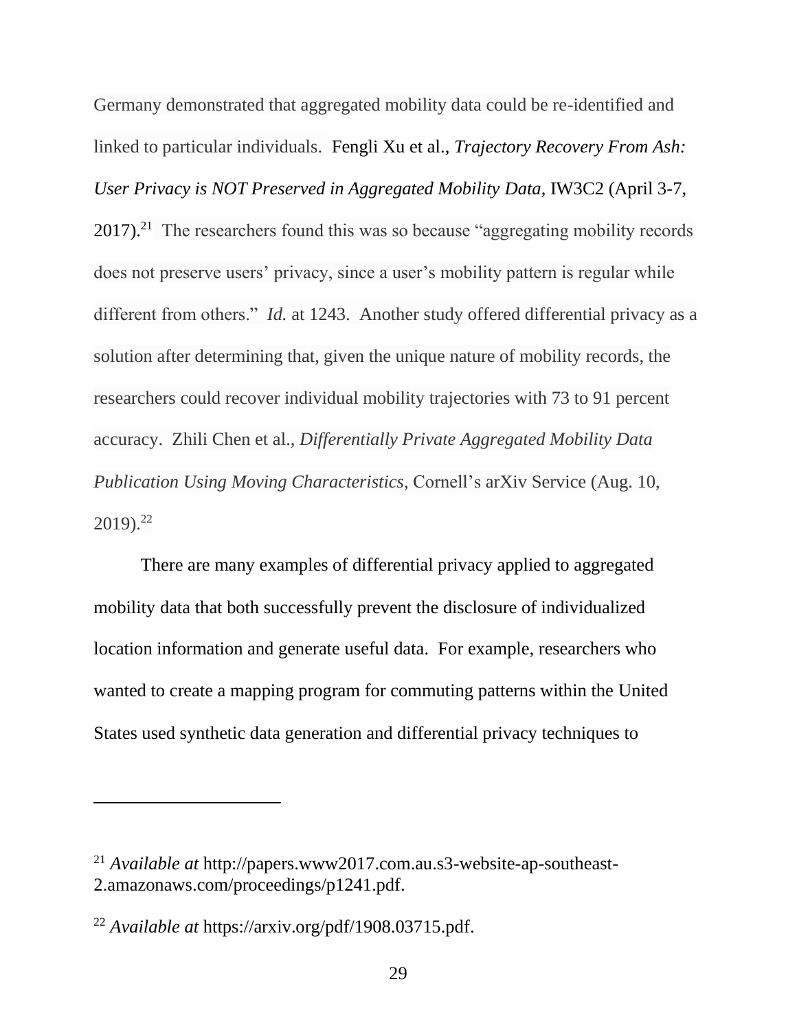Germany demonstrated that aggregated mobility data could be re-identified and linked to particular individuals. Fengli Xu et al., *Trajectory Recovery From Ash: User Privacy is NOT Preserved in Aggregated Mobility Data,* IW3C2 (April 3-7, 2017).[21] The researchers found this was so because "aggregating mobility records does not preserve users' privacy, since a user's mobility pattern is regular while different from others." *Id.* at 1243. Another study offered differential privacy as a solution after determining that, given the unique nature of mobility records, the researchers could recover individual mobility trajectories with 73 to 91 percent accuracy. Zhili Chen et al., *Differentially Private Aggregated Mobility Data Publication Using Moving Characteristics*, Cornell's arXiv Service (Aug. 10, 2019).[22]

There are many examples of differential privacy applied to aggregated mobility data that both successfully prevent the disclosure of individualized location information and generate useful data. For example, researchers who wanted to create a mapping program for commuting patterns within the United States used synthetic data generation and differential privacy techniques to

---

[21] *Available at* http://papers.www2017.com.au.s3-website-ap-southeast-2.amazonaws.com/proceedings/p1241.pdf.

[22] *Available at* https://arxiv.org/pdf/1908.03715.pdf.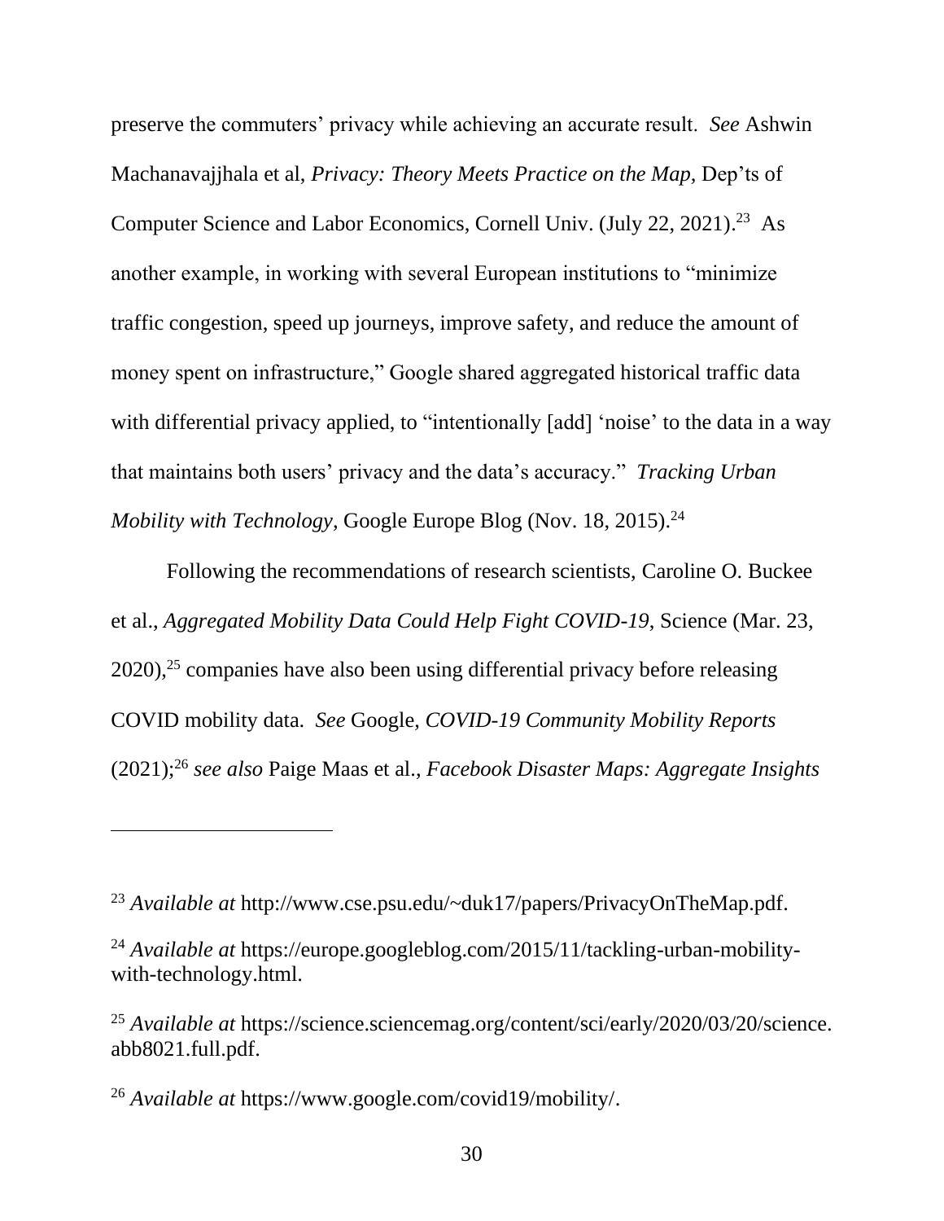preserve the commuters' privacy while achieving an accurate result. *See* Ashwin Machanavajjhala et al, *Privacy: Theory Meets Practice on the Map*, Dep'ts of Computer Science and Labor Economics, Cornell Univ. (July 22, 2021).[23] As another example, in working with several European institutions to "minimize traffic congestion, speed up journeys, improve safety, and reduce the amount of money spent on infrastructure," Google shared aggregated historical traffic data with differential privacy applied, to "intentionally [add] 'noise' to the data in a way that maintains both users' privacy and the data's accuracy." *Tracking Urban Mobility with Technology*, Google Europe Blog (Nov. 18, 2015).[24]

Following the recommendations of research scientists, Caroline O. Buckee et al., *Aggregated Mobility Data Could Help Fight COVID-19*, Science (Mar. 23, 2020),[25] companies have also been using differential privacy before releasing COVID mobility data. *See* Google, *COVID-19 Community Mobility Reports* (2021);[26] *see also* Paige Maas et al., *Facebook Disaster Maps: Aggregate Insights*

---

[23] *Available at* http://www.cse.psu.edu/~duk17/papers/PrivacyOnTheMap.pdf.

[24] *Available at* https://europe.googleblog.com/2015/11/tackling-urban-mobility-with-technology.html.

[25] *Available at* https://science.sciencemag.org/content/sci/early/2020/03/20/science.abb8021.full.pdf.

[26] *Available at* https://www.google.com/covid19/mobility/.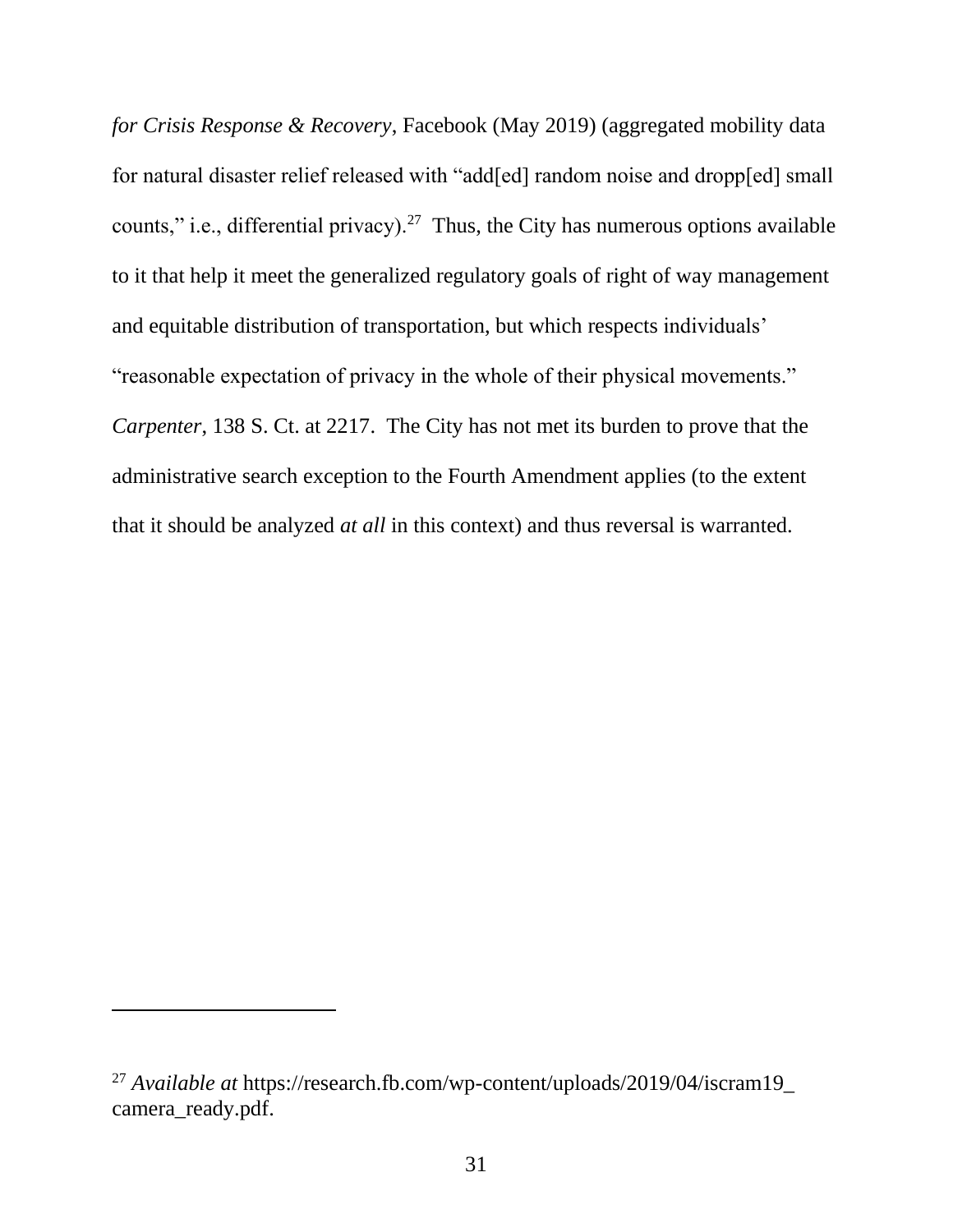*for Crisis Response & Recovery*, Facebook (May 2019) (aggregated mobility data for natural disaster relief released with "add[ed] random noise and dropp[ed] small counts," i.e., differential privacy).[27] Thus, the City has numerous options available to it that help it meet the generalized regulatory goals of right of way management and equitable distribution of transportation, but which respects individuals' "reasonable expectation of privacy in the whole of their physical movements." *Carpenter*, 138 S. Ct. at 2217. The City has not met its burden to prove that the administrative search exception to the Fourth Amendment applies (to the extent that it should be analyzed *at all* in this context) and thus reversal is warranted.

---

[27] *Available at* https://research.fb.com/wp-content/uploads/2019/04/iscram19_camera_ready.pdf.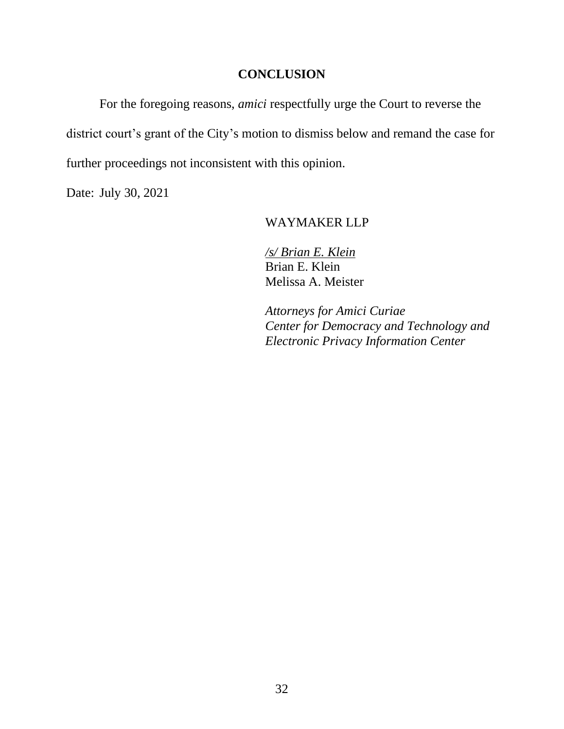## CONCLUSION

For the foregoing reasons, *amici* respectfully urge the Court to reverse the district court's grant of the City's motion to dismiss below and remand the case for further proceedings not inconsistent with this opinion.

Date: July 30, 2021

WAYMAKER LLP

*/s/ Brian E. Klein*
Brian E. Klein
Melissa A. Meister

*Attorneys for Amici Curiae*
*Center for Democracy and Technology and*
*Electronic Privacy Information Center*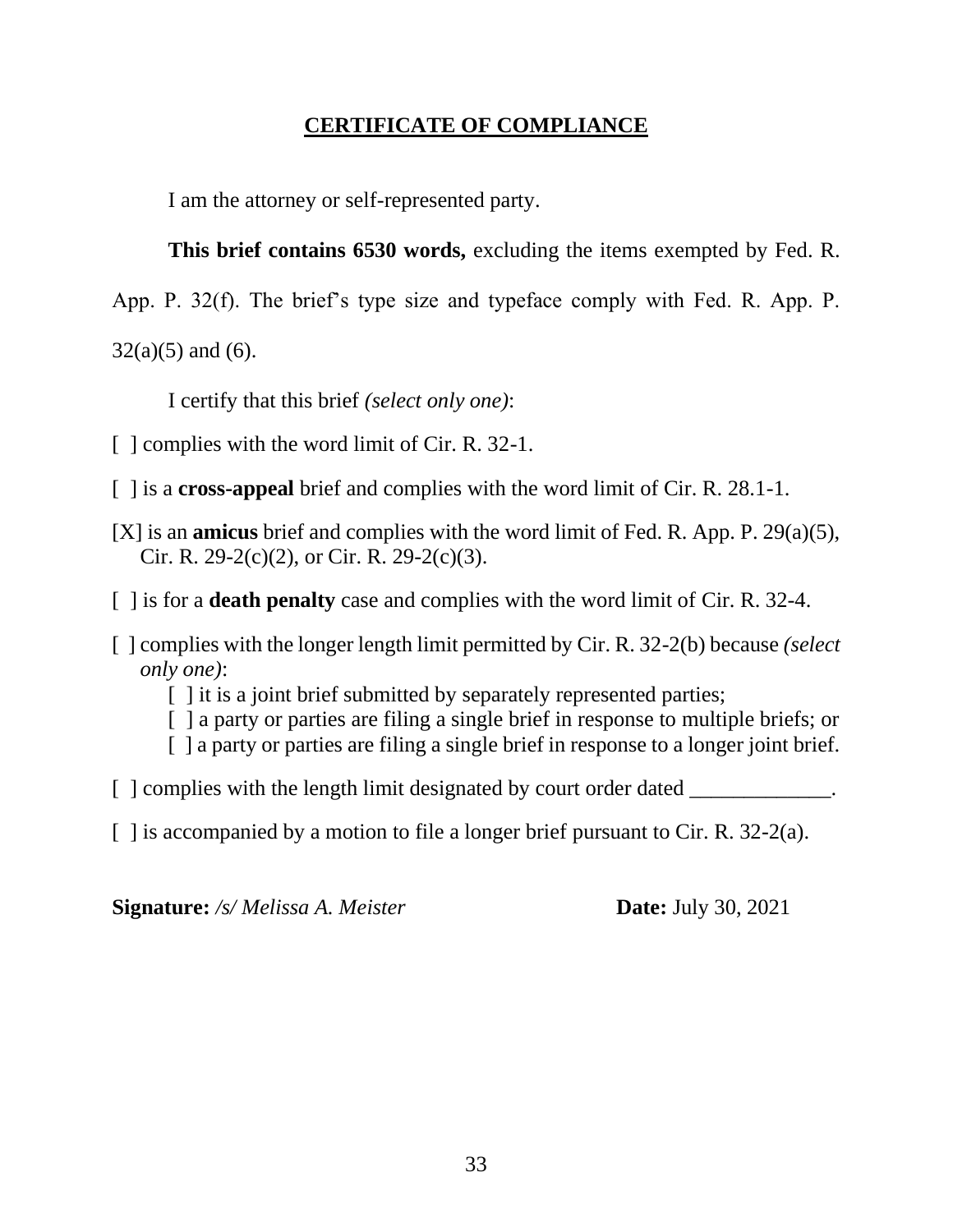## CERTIFICATE OF COMPLIANCE

I am the attorney or self-represented party.

**This brief contains 6530 words,** excluding the items exempted by Fed. R. App. P. 32(f). The brief's type size and typeface comply with Fed. R. App. P. 32(a)(5) and (6).

I certify that this brief *(select only one)*:

[ ] complies with the word limit of Cir. R. 32-1.

[ ] is a **cross-appeal** brief and complies with the word limit of Cir. R. 28.1-1.

[X] is an **amicus** brief and complies with the word limit of Fed. R. App. P. 29(a)(5), Cir. R. 29-2(c)(2), or Cir. R. 29-2(c)(3).

[ ] is for a **death penalty** case and complies with the word limit of Cir. R. 32-4.

[ ] complies with the longer length limit permitted by Cir. R. 32-2(b) because *(select only one)*:

- [ ] it is a joint brief submitted by separately represented parties;
- [ ] a party or parties are filing a single brief in response to multiple briefs; or
- [ ] a party or parties are filing a single brief in response to a longer joint brief.

[ ] complies with the length limit designated by court order dated _____________.

[ ] is accompanied by a motion to file a longer brief pursuant to Cir. R. 32-2(a).

**Signature:** */s/ Melissa A. Meister* **Date:** July 30, 2021